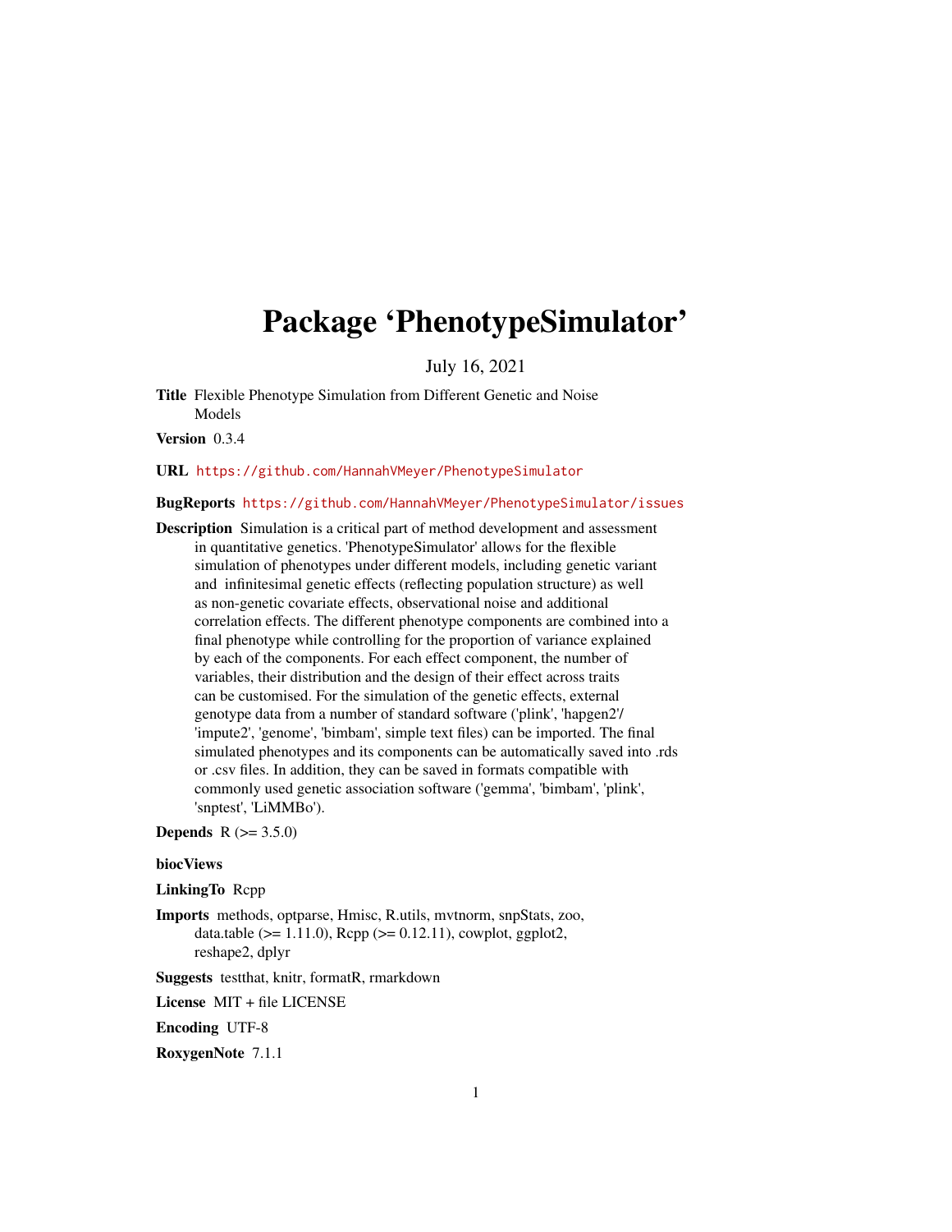# Package 'PhenotypeSimulator'

July 16, 2021

**Title** Flexible Phenotype Simulation from Different Genetic and Noise Models

**Version** 0.3.4

**URL** https://github.com/HannahVMeyer/PhenotypeSimulator

**BugReports** https://github.com/HannahVMeyer/PhenotypeSimulator/issues

**Description** Simulation is a critical part of method development and assessment in quantitative genetics. 'PhenotypeSimulator' allows for the flexible simulation of phenotypes under different models, including genetic variant and infinitesimal genetic effects (reflecting population structure) as well as non-genetic covariate effects, observational noise and additional correlation effects. The different phenotype components are combined into a final phenotype while controlling for the proportion of variance explained by each of the components. For each effect component, the number of variables, their distribution and the design of their effect across traits can be customised. For the simulation of the genetic effects, external genotype data from a number of standard software ('plink', 'hapgen2'/ 'impute2', 'genome', 'bimbam', simple text files) can be imported. The final simulated phenotypes and its components can be automatically saved into .rds or .csv files. In addition, they can be saved in formats compatible with commonly used genetic association software ('gemma', 'bimbam', 'plink', 'snptest', 'LiMMBo').

**Depends** R (>= 3.5.0)

**biocViews**

**LinkingTo** Rcpp

**Imports** methods, optparse, Hmisc, R.utils, mvtnorm, snpStats, zoo, data.table (>= 1.11.0), Rcpp (>= 0.12.11), cowplot, ggplot2, reshape2, dplyr

**Suggests** testthat, knitr, formatR, rmarkdown

**License** MIT + file LICENSE

**Encoding** UTF-8

**RoxygenNote** 7.1.1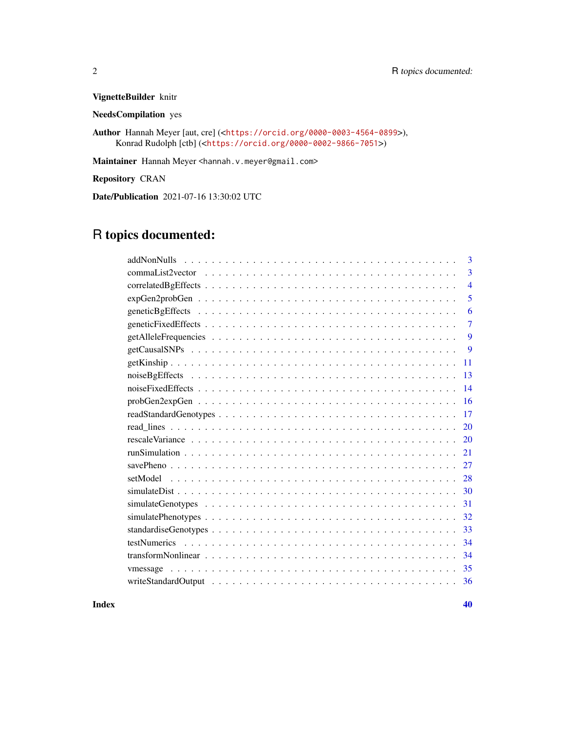**VignetteBuilder** knitr

**NeedsCompilation** yes

**Author** Hannah Meyer [aut, cre] (<https://orcid.org/0000-0003-4564-0899>), Konrad Rudolph [ctb] (<https://orcid.org/0000-0002-9866-7051>)

**Maintainer** Hannah Meyer <hannah.v.meyer@gmail.com>

**Repository** CRAN

**Date/Publication** 2021-07-16 13:30:02 UTC

# R topics documented:

addNonNulls . . . . . . . . . . . . . . . . . . . . . . . . . . . . . . . . . . . . 3
commaList2vector . . . . . . . . . . . . . . . . . . . . . . . . . . . . . . . . . . 3
correlatedBgEffects . . . . . . . . . . . . . . . . . . . . . . . . . . . . . . . . . 4
expGen2probGen . . . . . . . . . . . . . . . . . . . . . . . . . . . . . . . . . . . 5
geneticBgEffects . . . . . . . . . . . . . . . . . . . . . . . . . . . . . . . . . . . 6
geneticFixedEffects . . . . . . . . . . . . . . . . . . . . . . . . . . . . . . . . . 7
getAlleleFrequencies . . . . . . . . . . . . . . . . . . . . . . . . . . . . . . . . 9
getCausalSNPs . . . . . . . . . . . . . . . . . . . . . . . . . . . . . . . . . . . . 9
getKinship . . . . . . . . . . . . . . . . . . . . . . . . . . . . . . . . . . . . . . 11
noiseBgEffects . . . . . . . . . . . . . . . . . . . . . . . . . . . . . . . . . . . . 13
noiseFixedEffects . . . . . . . . . . . . . . . . . . . . . . . . . . . . . . . . . . 14
probGen2expGen . . . . . . . . . . . . . . . . . . . . . . . . . . . . . . . . . . . 16
readStandardGenotypes . . . . . . . . . . . . . . . . . . . . . . . . . . . . . . . 17
read_lines . . . . . . . . . . . . . . . . . . . . . . . . . . . . . . . . . . . . . . 20
rescaleVariance . . . . . . . . . . . . . . . . . . . . . . . . . . . . . . . . . . . 20
runSimulation . . . . . . . . . . . . . . . . . . . . . . . . . . . . . . . . . . . . 21
savePheno . . . . . . . . . . . . . . . . . . . . . . . . . . . . . . . . . . . . . . 27
setModel . . . . . . . . . . . . . . . . . . . . . . . . . . . . . . . . . . . . . . . 28
simulateDist . . . . . . . . . . . . . . . . . . . . . . . . . . . . . . . . . . . . . 30
simulateGenotypes . . . . . . . . . . . . . . . . . . . . . . . . . . . . . . . . . . 31
simulatePhenotypes . . . . . . . . . . . . . . . . . . . . . . . . . . . . . . . . . 32
standardiseGenotypes . . . . . . . . . . . . . . . . . . . . . . . . . . . . . . . . 33
testNumerics . . . . . . . . . . . . . . . . . . . . . . . . . . . . . . . . . . . . . 34
transformNonlinear . . . . . . . . . . . . . . . . . . . . . . . . . . . . . . . . . 34
vmessage . . . . . . . . . . . . . . . . . . . . . . . . . . . . . . . . . . . . . . . 35
writeStandardOutput . . . . . . . . . . . . . . . . . . . . . . . . . . . . . . . . . 36

**Index** **40**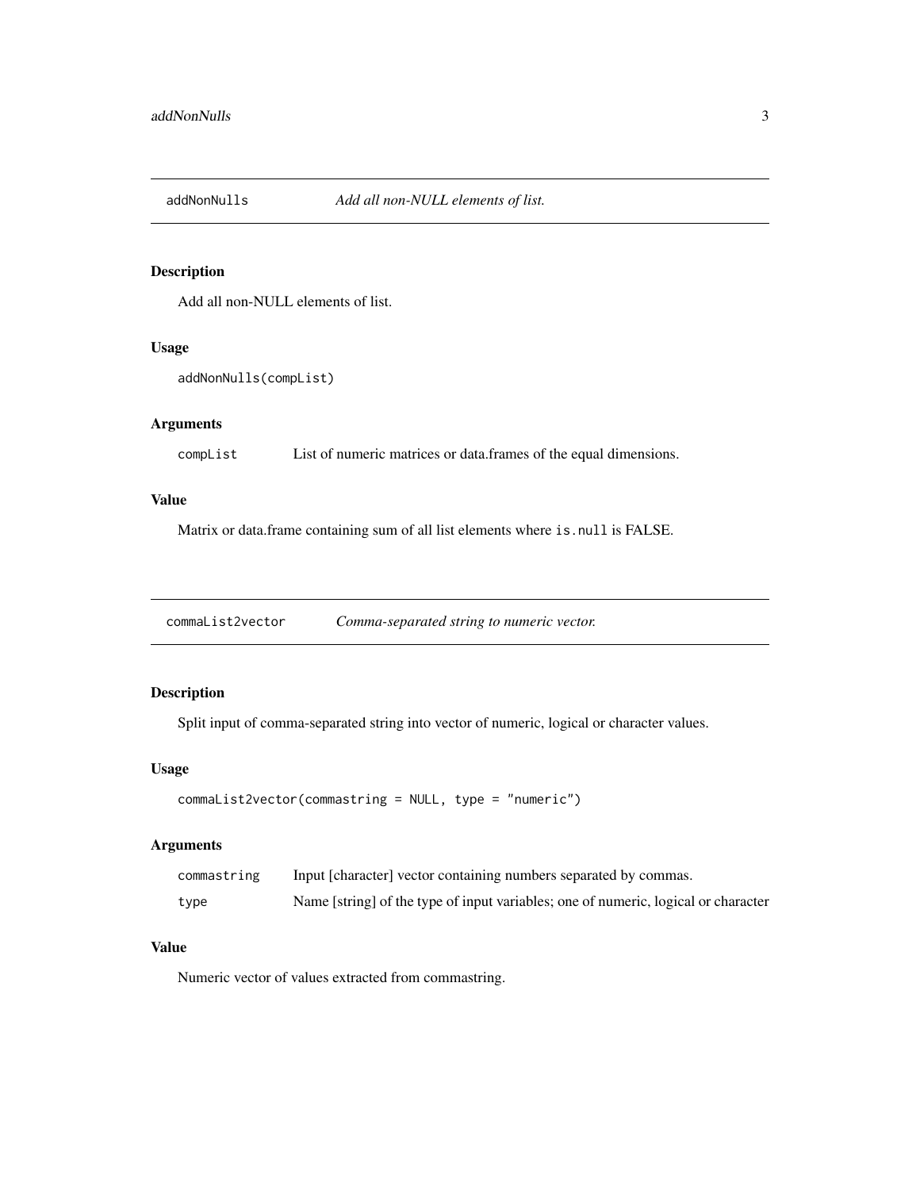## addNonNulls *Add all non-NULL elements of list.*

### Description

Add all non-NULL elements of list.

### Usage

```
addNonNulls(compList)
```

### Arguments

| | |
|---|---|
| compList | List of numeric matrices or data.frames of the equal dimensions. |

### Value

Matrix or data.frame containing sum of all list elements where `is.null` is FALSE.

## commaList2vector *Comma-separated string to numeric vector.*

### Description

Split input of comma-separated string into vector of numeric, logical or character values.

### Usage

```
commaList2vector(commastring = NULL, type = "numeric")
```

### Arguments

| | |
|---|---|
| commastring | Input [character] vector containing numbers separated by commas. |
| type | Name [string] of the type of input variables; one of numeric, logical or character |

### Value

Numeric vector of values extracted from commastring.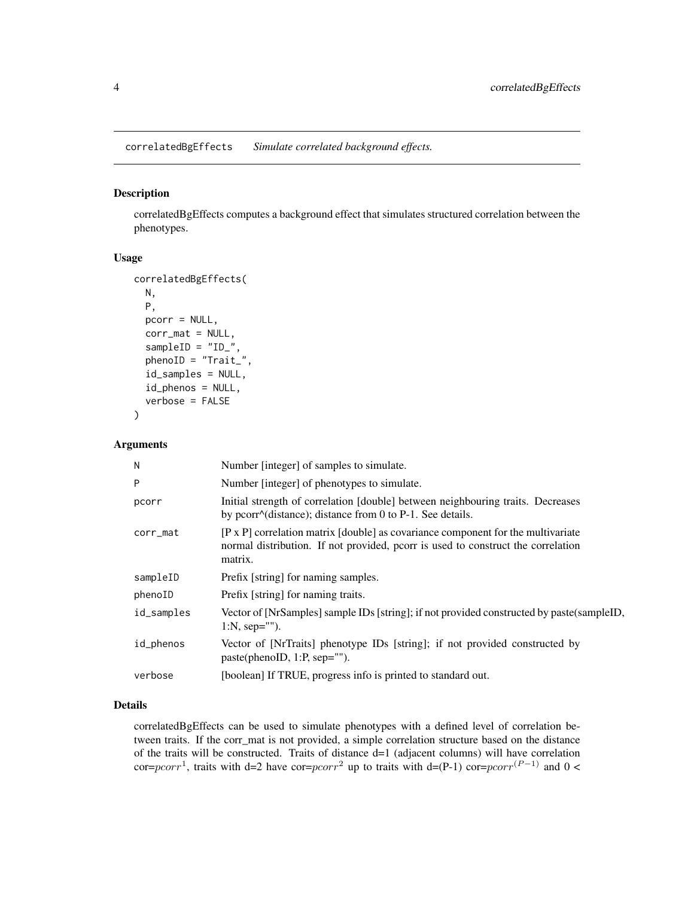# correlatedBgEffects *Simulate correlated background effects.*

## Description

correlatedBgEffects computes a background effect that simulates structured correlation between the phenotypes.

## Usage

```
correlatedBgEffects(
  N,
  P,
  pcorr = NULL,
  corr_mat = NULL,
  sampleID = "ID_",
  phenoID = "Trait_",
  id_samples = NULL,
  id_phenos = NULL,
  verbose = FALSE
)
```

## Arguments

| Argument | Description |
|---|---|
| N | Number [integer] of samples to simulate. |
| P | Number [integer] of phenotypes to simulate. |
| pcorr | Initial strength of correlation [double] between neighbouring traits. Decreases by pcorr^(distance); distance from 0 to P-1. See details. |
| corr_mat | [P x P] correlation matrix [double] as covariance component for the multivariate normal distribution. If not provided, pcorr is used to construct the correlation matrix. |
| sampleID | Prefix [string] for naming samples. |
| phenoID | Prefix [string] for naming traits. |
| id_samples | Vector of [NrSamples] sample IDs [string]; if not provided constructed by paste(sampleID, 1:N, sep=""). |
| id_phenos | Vector of [NrTraits] phenotype IDs [string]; if not provided constructed by paste(phenoID, 1:P, sep=""). |
| verbose | [boolean] If TRUE, progress info is printed to standard out. |

## Details

correlatedBgEffects can be used to simulate phenotypes with a defined level of correlation between traits. If the corr_mat is not provided, a simple correlation structure based on the distance of the traits will be constructed. Traits of distance d=1 (adjacent columns) will have correlation cor=$pcorr^1$, traits with d=2 have cor=$pcorr^2$ up to traits with d=(P-1) cor=$pcorr^{(P-1)}$ and 0 <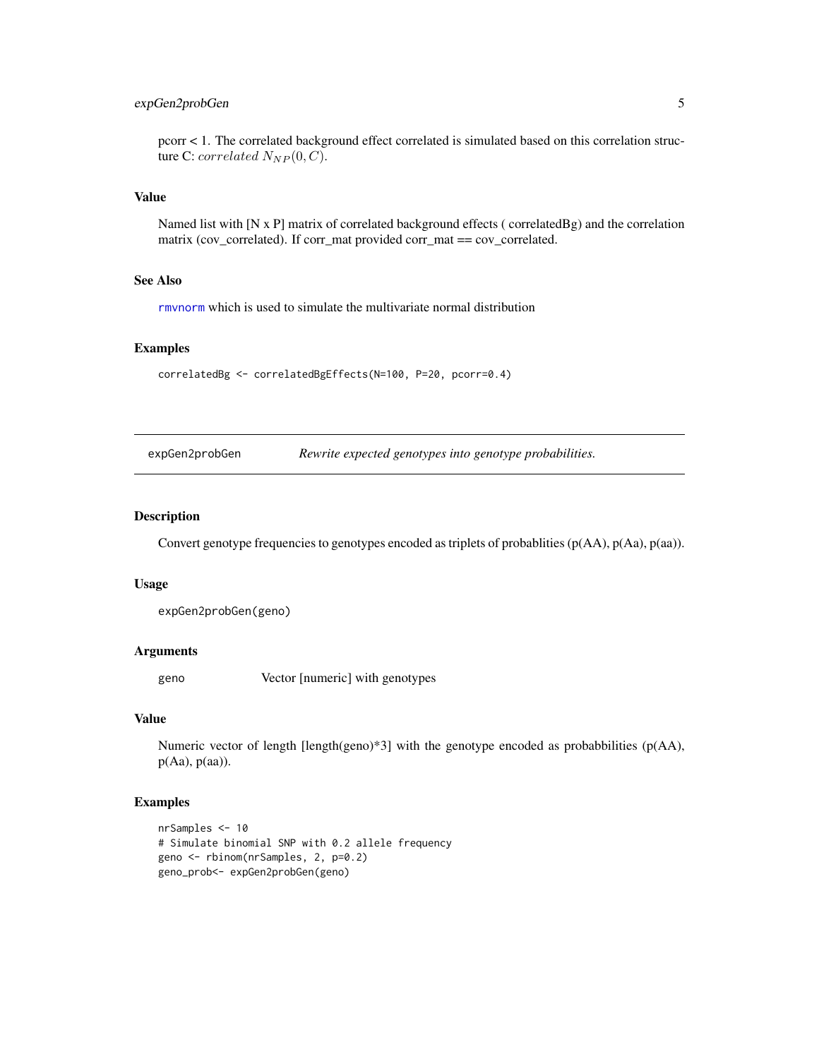pcorr < 1. The correlated background effect correlated is simulated based on this correlation structure C: $correlated\ N_{NP}(0, C)$.

### Value

Named list with [N x P] matrix of correlated background effects ( correlatedBg) and the correlation matrix (cov_correlated). If corr_mat provided corr_mat == cov_correlated.

### See Also

rmvnorm which is used to simulate the multivariate normal distribution

### Examples

```
correlatedBg <- correlatedBgEffects(N=100, P=20, pcorr=0.4)
```

---

## expGen2probGen *Rewrite expected genotypes into genotype probabilities.*

---

### Description

Convert genotype frequencies to genotypes encoded as triplets of probablities (p(AA), p(Aa), p(aa)).

### Usage

```
expGen2probGen(geno)
```

### Arguments

| | |
|---|---|
| geno | Vector [numeric] with genotypes |

### Value

Numeric vector of length [length(geno)*3] with the genotype encoded as probabbilities (p(AA), p(Aa), p(aa)).

### Examples

```
nrSamples <- 10
# Simulate binomial SNP with 0.2 allele frequency
geno <- rbinom(nrSamples, 2, p=0.2)
geno_prob<- expGen2probGen(geno)
```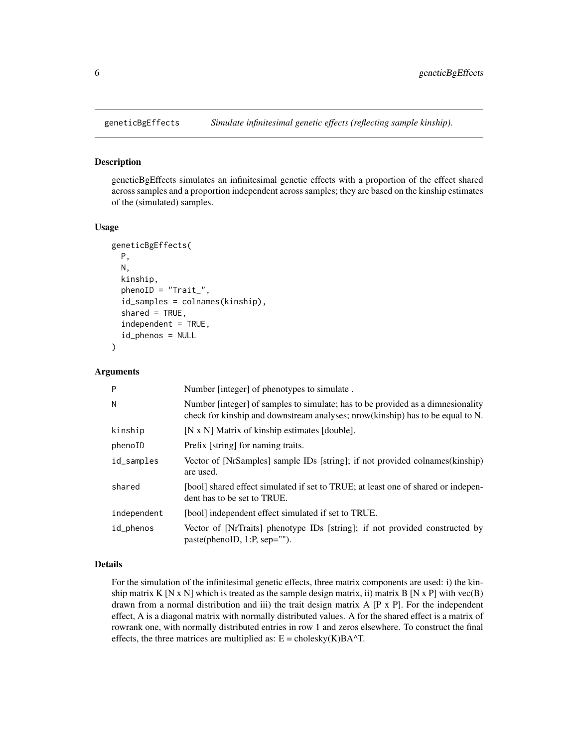## geneticBgEffects *Simulate infinitesimal genetic effects (reflecting sample kinship).*

### Description

geneticBgEffects simulates an infinitesimal genetic effects with a proportion of the effect shared across samples and a proportion independent across samples; they are based on the kinship estimates of the (simulated) samples.

### Usage

```
geneticBgEffects(
  P,
  N,
  kinship,
  phenoID = "Trait_",
  id_samples = colnames(kinship),
  shared = TRUE,
  independent = TRUE,
  id_phenos = NULL
)
```

### Arguments

| | |
|---|---|
| P | Number [integer] of phenotypes to simulate . |
| N | Number [integer] of samples to simulate; has to be provided as a dimnesionality check for kinship and downstream analyses; nrow(kinship) has to be equal to N. |
| kinship | [N x N] Matrix of kinship estimates [double]. |
| phenoID | Prefix [string] for naming traits. |
| id_samples | Vector of [NrSamples] sample IDs [string]; if not provided colnames(kinship) are used. |
| shared | [bool] shared effect simulated if set to TRUE; at least one of shared or independent has to be set to TRUE. |
| independent | [bool] independent effect simulated if set to TRUE. |
| id_phenos | Vector of [NrTraits] phenotype IDs [string]; if not provided constructed by paste(phenoID, 1:P, sep=""). |

### Details

For the simulation of the infinitesimal genetic effects, three matrix components are used: i) the kinship matrix K [N x N] which is treated as the sample design matrix, ii) matrix B [N x P] with vec(B) drawn from a normal distribution and iii) the trait design matrix A [P x P]. For the independent effect, A is a diagonal matrix with normally distributed values. A for the shared effect is a matrix of rowrank one, with normally distributed entries in row 1 and zeros elsewhere. To construct the final effects, the three matrices are multiplied as: E = cholesky(K)BA^T.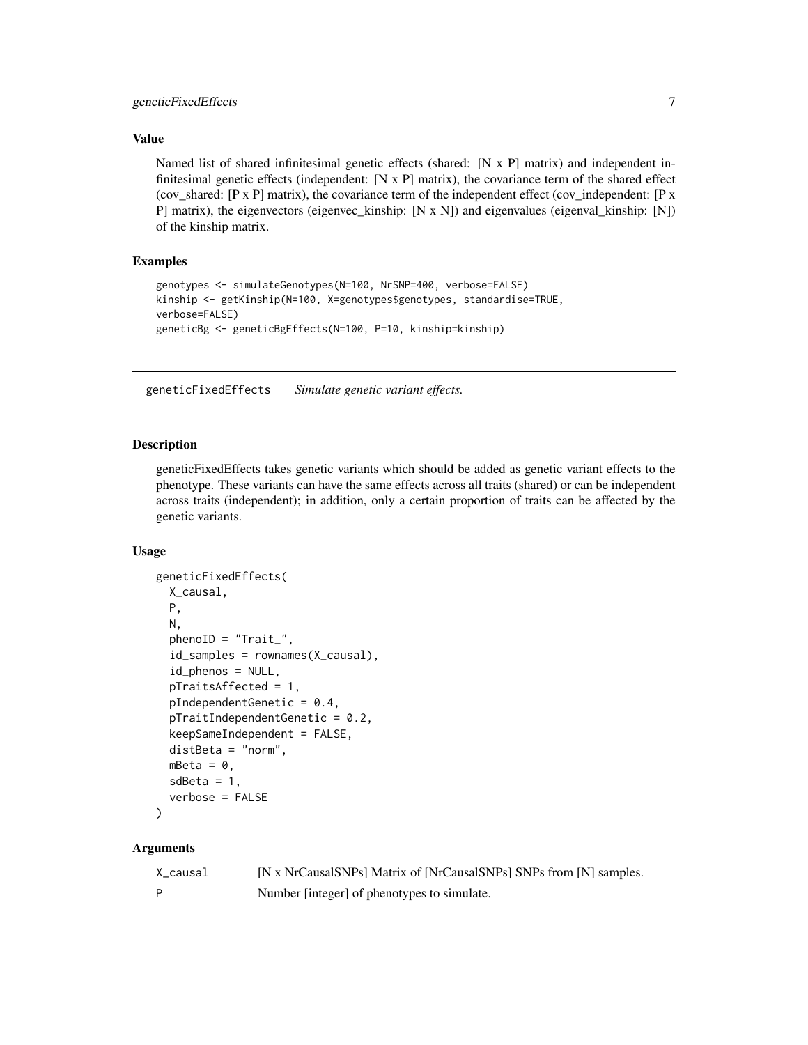### Value

Named list of shared infinitesimal genetic effects (shared: [N x P] matrix) and independent infinitesimal genetic effects (independent: [N x P] matrix), the covariance term of the shared effect (cov_shared: [P x P] matrix), the covariance term of the independent effect (cov_independent: [P x P] matrix), the eigenvectors (eigenvec_kinship: [N x N]) and eigenvalues (eigenval_kinship: [N]) of the kinship matrix.

### Examples

```
genotypes <- simulateGenotypes(N=100, NrSNP=400, verbose=FALSE)
kinship <- getKinship(N=100, X=genotypes$genotypes, standardise=TRUE,
verbose=FALSE)
geneticBg <- geneticBgEffects(N=100, P=10, kinship=kinship)
```

---

## geneticFixedEffects *Simulate genetic variant effects.*

---

### Description

geneticFixedEffects takes genetic variants which should be added as genetic variant effects to the phenotype. These variants can have the same effects across all traits (shared) or can be independent across traits (independent); in addition, only a certain proportion of traits can be affected by the genetic variants.

### Usage

```
geneticFixedEffects(
  X_causal,
  P,
  N,
  phenoID = "Trait_",
  id_samples = rownames(X_causal),
  id_phenos = NULL,
  pTraitsAffected = 1,
  pIndependentGenetic = 0.4,
  pTraitIndependentGenetic = 0.2,
  keepSameIndependent = FALSE,
  distBeta = "norm",
  mBeta = 0,
  sdBeta = 1,
  verbose = FALSE
)
```

### Arguments

| | |
|---|---|
| X_causal | [N x NrCausalSNPs] Matrix of [NrCausalSNPs] SNPs from [N] samples. |
| P | Number [integer] of phenotypes to simulate. |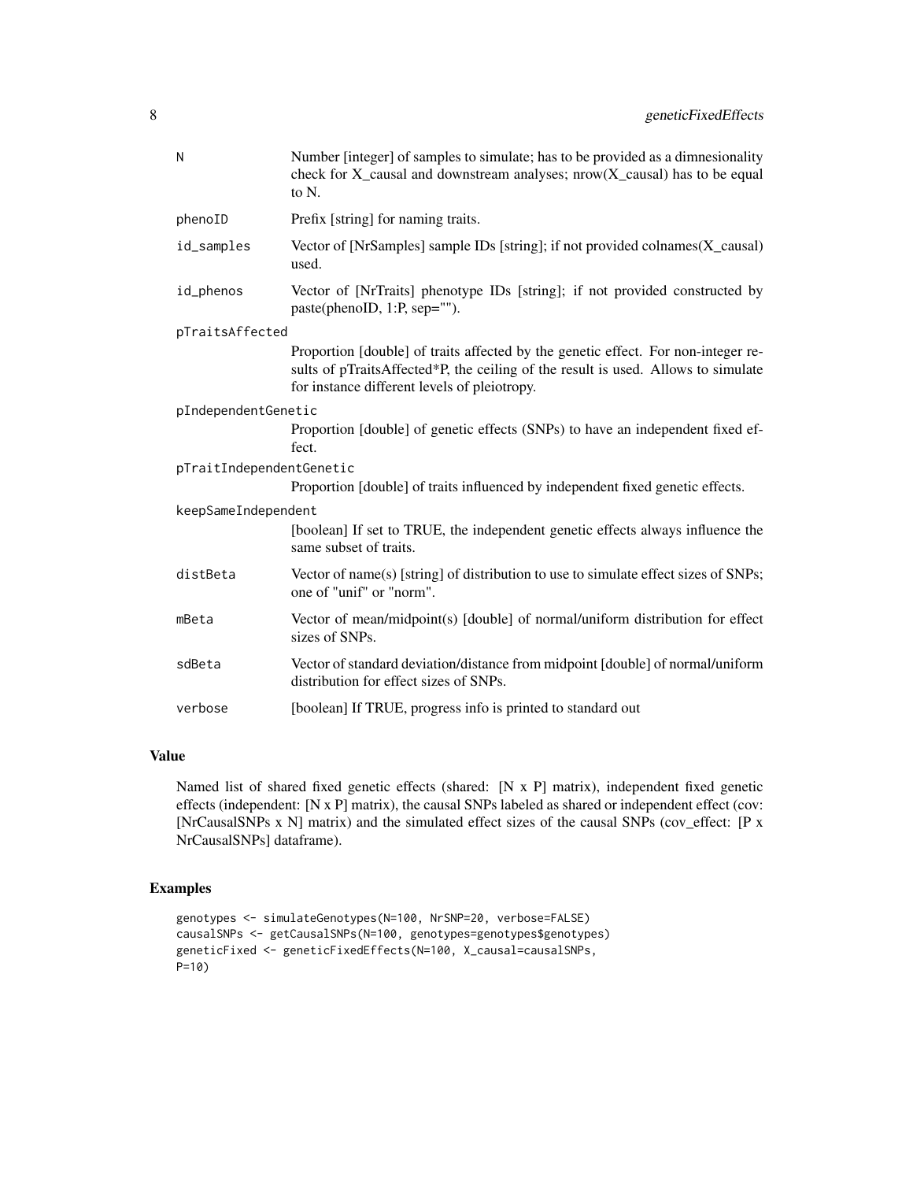| | |
|---|---|
| N | Number [integer] of samples to simulate; has to be provided as a dimnesionality check for X_causal and downstream analyses; nrow(X_causal) has to be equal to N. |
| phenoID | Prefix [string] for naming traits. |
| id_samples | Vector of [NrSamples] sample IDs [string]; if not provided colnames(X_causal) used. |
| id_phenos | Vector of [NrTraits] phenotype IDs [string]; if not provided constructed by paste(phenoID, 1:P, sep=""). |
| pTraitsAffected | Proportion [double] of traits affected by the genetic effect. For non-integer results of pTraitsAffected*P, the ceiling of the result is used. Allows to simulate for instance different levels of pleiotropy. |
| pIndependentGenetic | Proportion [double] of genetic effects (SNPs) to have an independent fixed effect. |
| pTraitIndependentGenetic | Proportion [double] of traits influenced by independent fixed genetic effects. |
| keepSameIndependent | [boolean] If set to TRUE, the independent genetic effects always influence the same subset of traits. |
| distBeta | Vector of name(s) [string] of distribution to use to simulate effect sizes of SNPs; one of "unif" or "norm". |
| mBeta | Vector of mean/midpoint(s) [double] of normal/uniform distribution for effect sizes of SNPs. |
| sdBeta | Vector of standard deviation/distance from midpoint [double] of normal/uniform distribution for effect sizes of SNPs. |
| verbose | [boolean] If TRUE, progress info is printed to standard out |

## Value

Named list of shared fixed genetic effects (shared: [N x P] matrix), independent fixed genetic effects (independent: [N x P] matrix), the causal SNPs labeled as shared or independent effect (cov: [NrCausalSNPs x N] matrix) and the simulated effect sizes of the causal SNPs (cov_effect: [P x NrCausalSNPs] dataframe).

## Examples

```
genotypes <- simulateGenotypes(N=100, NrSNP=20, verbose=FALSE)
causalSNPs <- getCausalSNPs(N=100, genotypes=genotypes$genotypes)
geneticFixed <- geneticFixedEffects(N=100, X_causal=causalSNPs,
P=10)
```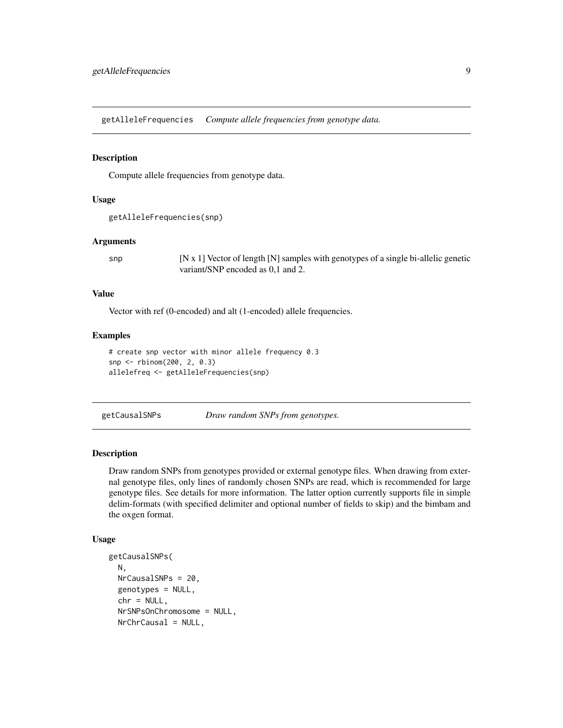## getAlleleFrequencies *Compute allele frequencies from genotype data.*

### Description

Compute allele frequencies from genotype data.

### Usage

```
getAlleleFrequencies(snp)
```

### Arguments

| | |
|---|---|
| snp | [N x 1] Vector of length [N] samples with genotypes of a single bi-allelic genetic variant/SNP encoded as 0,1 and 2. |

### Value

Vector with ref (0-encoded) and alt (1-encoded) allele frequencies.

### Examples

```
# create snp vector with minor allele frequency 0.3
snp <- rbinom(200, 2, 0.3)
allelefreq <- getAlleleFrequencies(snp)
```

## getCausalSNPs *Draw random SNPs from genotypes.*

### Description

Draw random SNPs from genotypes provided or external genotype files. When drawing from external genotype files, only lines of randomly chosen SNPs are read, which is recommended for large genotype files. See details for more information. The latter option currently supports file in simple delim-formats (with specified delimiter and optional number of fields to skip) and the bimbam and the oxgen format.

### Usage

```
getCausalSNPs(
  N,
  NrCausalSNPs = 20,
  genotypes = NULL,
  chr = NULL,
  NrSNPsOnChromosome = NULL,
  NrChrCausal = NULL,
```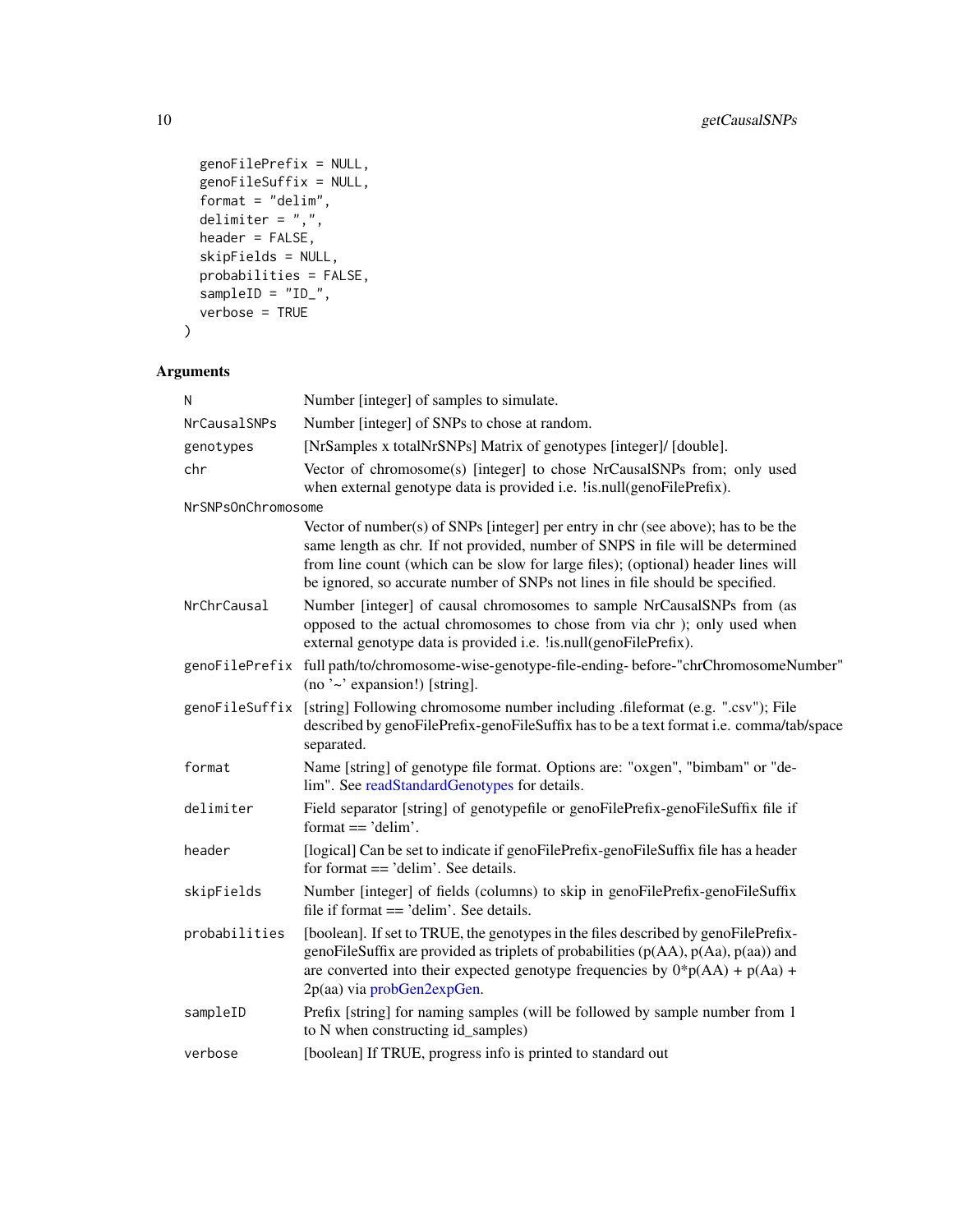```
  genoFilePrefix = NULL,
  genoFileSuffix = NULL,
  format = "delim",
  delimiter = ",",
  header = FALSE,
  skipFields = NULL,
  probabilities = FALSE,
  sampleID = "ID_",
  verbose = TRUE
)
```

## Arguments

| Argument | Description |
|---|---|
| `N` | Number [integer] of samples to simulate. |
| `NrCausalSNPs` | Number [integer] of SNPs to chose at random. |
| `genotypes` | [NrSamples x totalNrSNPs] Matrix of genotypes [integer]/ [double]. |
| `chr` | Vector of chromosome(s) [integer] to chose NrCausalSNPs from; only used when external genotype data is provided i.e. !is.null(genoFilePrefix). |
| `NrSNPsOnChromosome` | Vector of number(s) of SNPs [integer] per entry in chr (see above); has to be the same length as chr. If not provided, number of SNPS in file will be determined from line count (which can be slow for large files); (optional) header lines will be ignored, so accurate number of SNPs not lines in file should be specified. |
| `NrChrCausal` | Number [integer] of causal chromosomes to sample NrCausalSNPs from (as opposed to the actual chromosomes to chose from via chr ); only used when external genotype data is provided i.e. !is.null(genoFilePrefix). |
| `genoFilePrefix` | full path/to/chromosome-wise-genotype-file-ending- before-"chrChromosomeNumber" (no '~' expansion!) [string]. |
| `genoFileSuffix` | [string] Following chromosome number including .fileformat (e.g. ".csv"); File described by genoFilePrefix-genoFileSuffix has to be a text format i.e. comma/tab/space separated. |
| `format` | Name [string] of genotype file format. Options are: "oxgen", "bimbam" or "delim". See readStandardGenotypes for details. |
| `delimiter` | Field separator [string] of genotypefile or genoFilePrefix-genoFileSuffix file if format == 'delim'. |
| `header` | [logical] Can be set to indicate if genoFilePrefix-genoFileSuffix file has a header for format == 'delim'. See details. |
| `skipFields` | Number [integer] of fields (columns) to skip in genoFilePrefix-genoFileSuffix file if format == 'delim'. See details. |
| `probabilities` | [boolean]. If set to TRUE, the genotypes in the files described by genoFilePrefix-genoFileSuffix are provided as triplets of probabilities (p(AA), p(Aa), p(aa)) and are converted into their expected genotype frequencies by 0*p(AA) + p(Aa) + 2p(aa) via probGen2expGen. |
| `sampleID` | Prefix [string] for naming samples (will be followed by sample number from 1 to N when constructing id_samples) |
| `verbose` | [boolean] If TRUE, progress info is printed to standard out |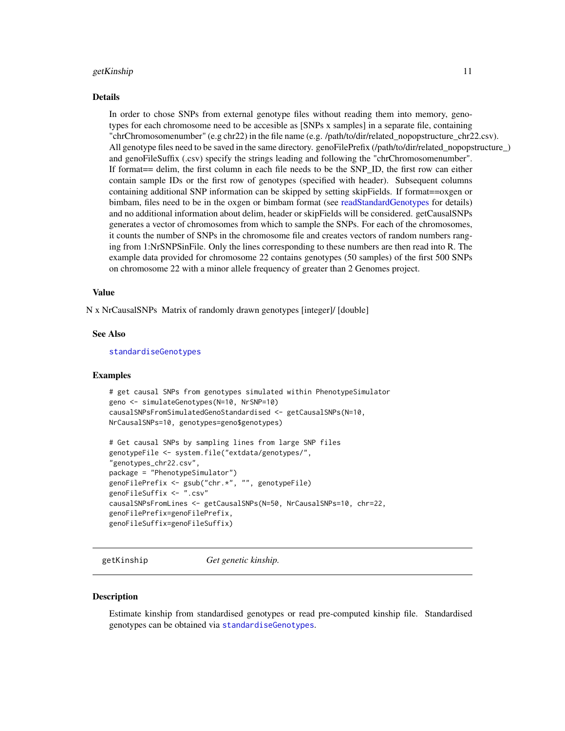### Details

In order to chose SNPs from external genotype files without reading them into memory, genotypes for each chromosome need to be accesible as [SNPs x samples] in a separate file, containing "chrChromosomenumber" (e.g chr22) in the file name (e.g. /path/to/dir/related_nopopstructure_chr22.csv). All genotype files need to be saved in the same directory. genoFilePrefix (/path/to/dir/related_nopopstructure_) and genoFileSuffix (.csv) specify the strings leading and following the "chrChromosomenumber". If format== delim, the first column in each file needs to be the SNP_ID, the first row can either contain sample IDs or the first row of genotypes (specified with header). Subsequent columns containing additional SNP information can be skipped by setting skipFields. If format==oxgen or bimbam, files need to be in the oxgen or bimbam format (see readStandardGenotypes for details) and no additional information about delim, header or skipFields will be considered. getCausalSNPs generates a vector of chromosomes from which to sample the SNPs. For each of the chromosomes, it counts the number of SNPs in the chromosome file and creates vectors of random numbers ranging from 1:NrSNPSinFile. Only the lines corresponding to these numbers are then read into R. The example data provided for chromosome 22 contains genotypes (50 samples) of the first 500 SNPs on chromosome 22 with a minor allele frequency of greater than 2 Genomes project.

### Value

N x NrCausalSNPs Matrix of randomly drawn genotypes [integer]/ [double]

### See Also

`standardiseGenotypes`

### Examples

```
# get causal SNPs from genotypes simulated within PhenotypeSimulator
geno <- simulateGenotypes(N=10, NrSNP=10)
causalSNPsFromSimulatedGenoStandardised <- getCausalSNPs(N=10,
NrCausalSNPs=10, genotypes=geno$genotypes)

# Get causal SNPs by sampling lines from large SNP files
genotypeFile <- system.file("extdata/genotypes/",
"genotypes_chr22.csv",
package = "PhenotypeSimulator")
genoFilePrefix <- gsub("chr.*", "", genotypeFile)
genoFileSuffix <- ".csv"
causalSNPsFromLines <- getCausalSNPs(N=50, NrCausalSNPs=10, chr=22,
genoFilePrefix=genoFilePrefix,
genoFileSuffix=genoFileSuffix)
```

---

## getKinship *Get genetic kinship.*

---

### Description

Estimate kinship from standardised genotypes or read pre-computed kinship file. Standardised genotypes can be obtained via `standardiseGenotypes`.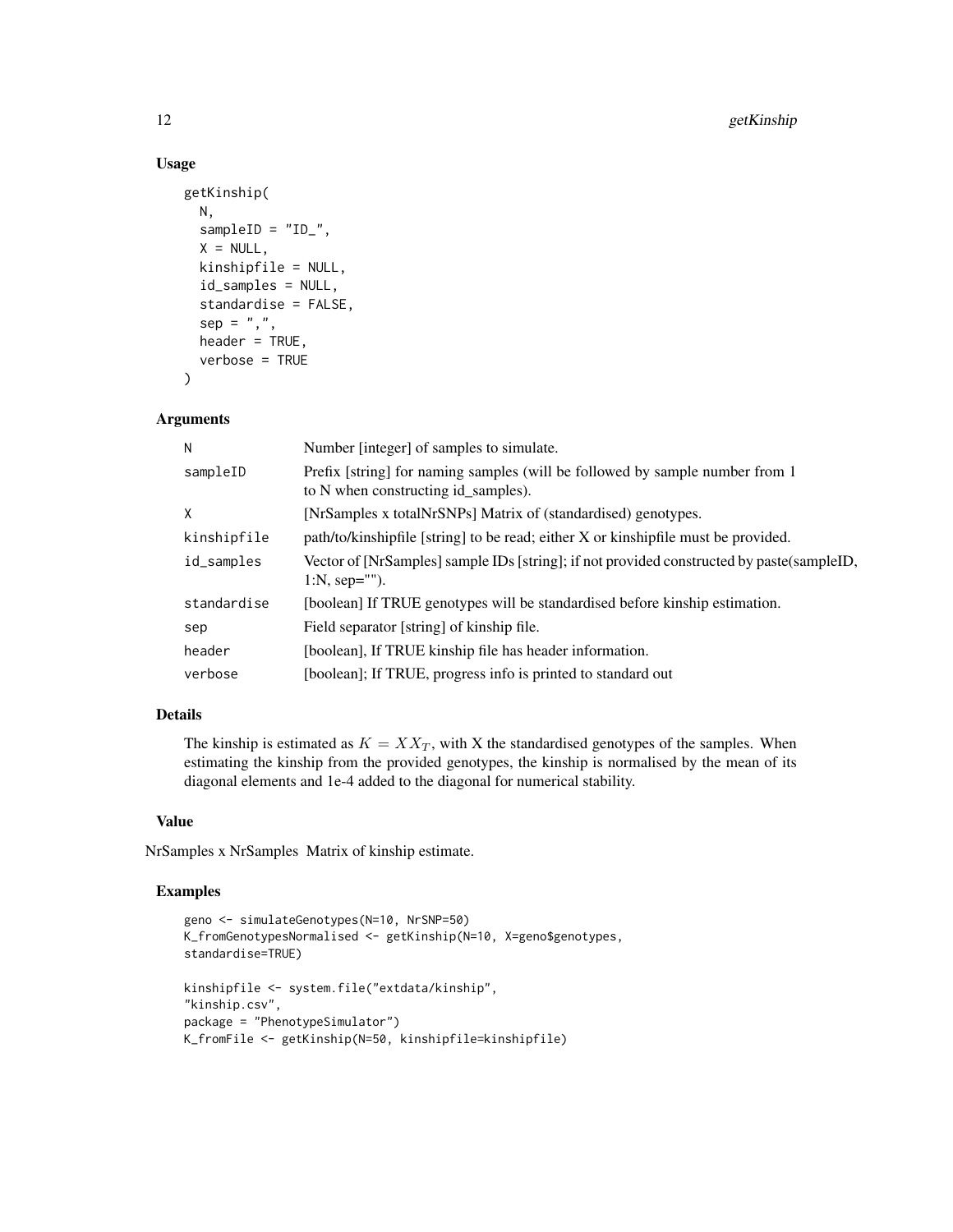### Usage

```
getKinship(
  N,
  sampleID = "ID_",
  X = NULL,
  kinshipfile = NULL,
  id_samples = NULL,
  standardise = FALSE,
  sep = ",",
  header = TRUE,
  verbose = TRUE
)
```

### Arguments

| | |
|---|---|
| N | Number [integer] of samples to simulate. |
| sampleID | Prefix [string] for naming samples (will be followed by sample number from 1 to N when constructing id_samples). |
| X | [NrSamples x totalNrSNPs] Matrix of (standardised) genotypes. |
| kinshipfile | path/to/kinshipfile [string] to be read; either X or kinshipfile must be provided. |
| id_samples | Vector of [NrSamples] sample IDs [string]; if not provided constructed by paste(sampleID, 1:N, sep=""). |
| standardise | [boolean] If TRUE genotypes will be standardised before kinship estimation. |
| sep | Field separator [string] of kinship file. |
| header | [boolean], If TRUE kinship file has header information. |
| verbose | [boolean]; If TRUE, progress info is printed to standard out |

### Details

The kinship is estimated as $K = XX_T$, with X the standardised genotypes of the samples. When estimating the kinship from the provided genotypes, the kinship is normalised by the mean of its diagonal elements and 1e-4 added to the diagonal for numerical stability.

### Value

NrSamples x NrSamples Matrix of kinship estimate.

### Examples

```
geno <- simulateGenotypes(N=10, NrSNP=50)
K_fromGenotypesNormalised <- getKinship(N=10, X=geno$genotypes,
standardise=TRUE)

kinshipfile <- system.file("extdata/kinship",
"kinship.csv",
package = "PhenotypeSimulator")
K_fromFile <- getKinship(N=50, kinshipfile=kinshipfile)
```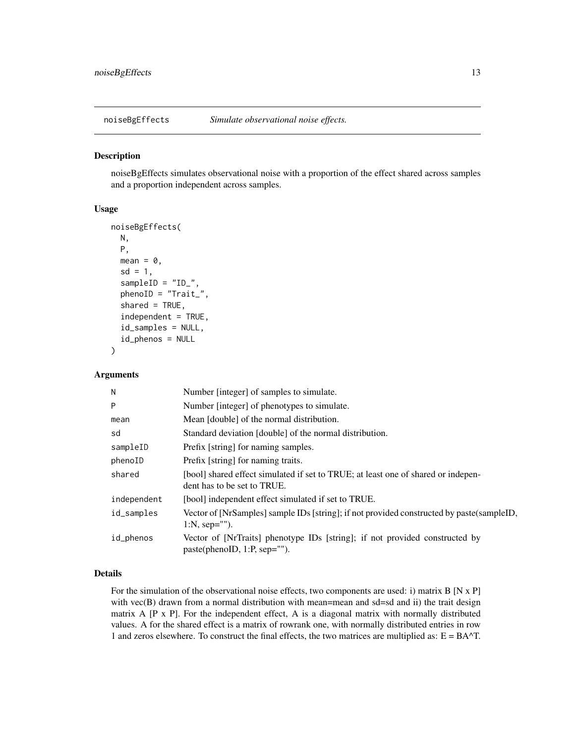## noiseBgEffects *Simulate observational noise effects.*

### Description

noiseBgEffects simulates observational noise with a proportion of the effect shared across samples and a proportion independent across samples.

### Usage

```
noiseBgEffects(
  N,
  P,
  mean = 0,
  sd = 1,
  sampleID = "ID_",
  phenoID = "Trait_",
  shared = TRUE,
  independent = TRUE,
  id_samples = NULL,
  id_phenos = NULL
)
```

### Arguments

| | |
|---|---|
| N | Number [integer] of samples to simulate. |
| P | Number [integer] of phenotypes to simulate. |
| mean | Mean [double] of the normal distribution. |
| sd | Standard deviation [double] of the normal distribution. |
| sampleID | Prefix [string] for naming samples. |
| phenoID | Prefix [string] for naming traits. |
| shared | [bool] shared effect simulated if set to TRUE; at least one of shared or independent has to be set to TRUE. |
| independent | [bool] independent effect simulated if set to TRUE. |
| id_samples | Vector of [NrSamples] sample IDs [string]; if not provided constructed by paste(sampleID, 1:N, sep=""). |
| id_phenos | Vector of [NrTraits] phenotype IDs [string]; if not provided constructed by paste(phenoID, 1:P, sep=""). |

### Details

For the simulation of the observational noise effects, two components are used: i) matrix B [N x P] with vec(B) drawn from a normal distribution with mean=mean and sd=sd and ii) the trait design matrix A [P x P]. For the independent effect, A is a diagonal matrix with normally distributed values. A for the shared effect is a matrix of rowrank one, with normally distributed entries in row 1 and zeros elsewhere. To construct the final effects, the two matrices are multiplied as: $E = BA^T$.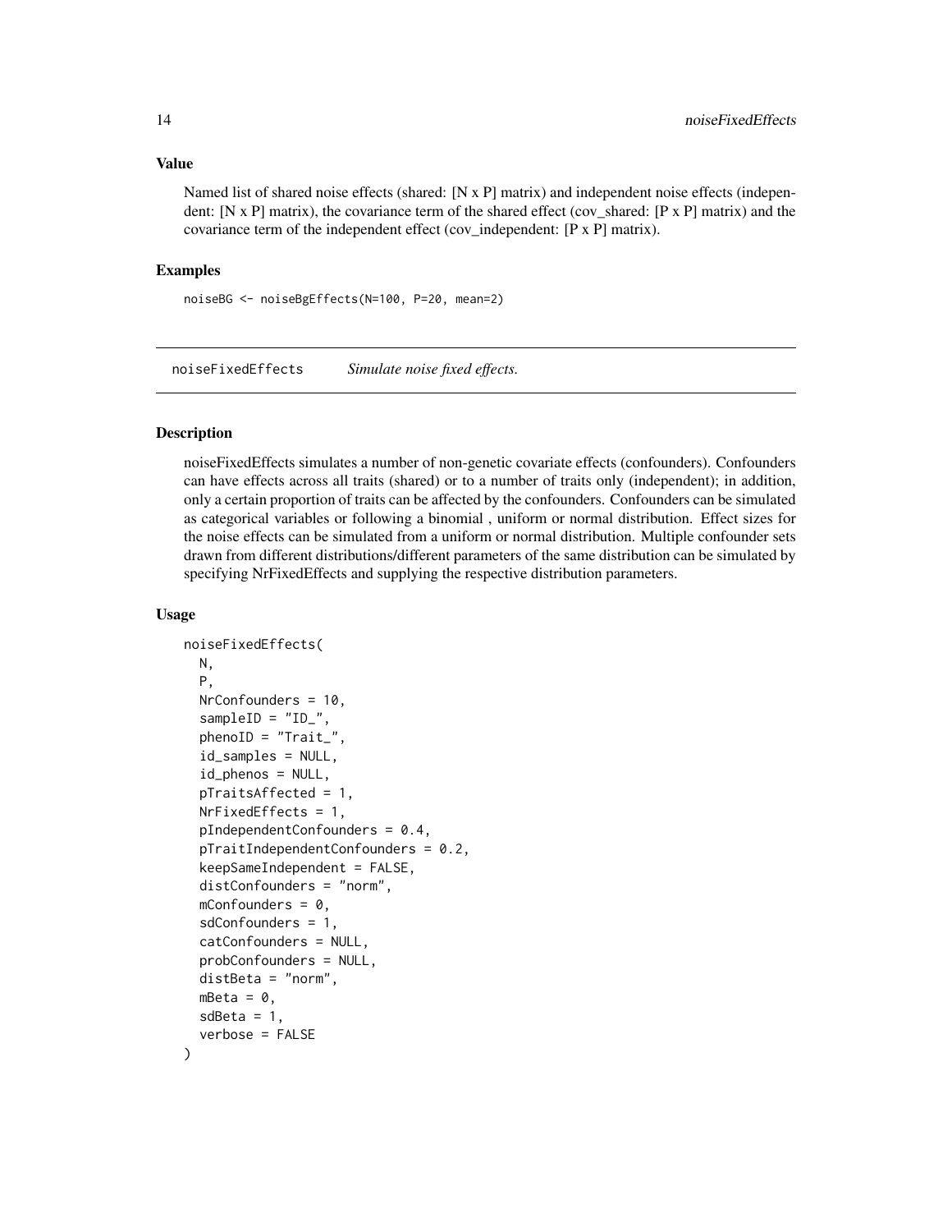### Value

Named list of shared noise effects (shared: [N x P] matrix) and independent noise effects (independent: [N x P] matrix), the covariance term of the shared effect (cov_shared: [P x P] matrix) and the covariance term of the independent effect (cov_independent: [P x P] matrix).

### Examples

```
noiseBG <- noiseBgEffects(N=100, P=20, mean=2)
```

---

## noiseFixedEffects *Simulate noise fixed effects.*

---

### Description

noiseFixedEffects simulates a number of non-genetic covariate effects (confounders). Confounders can have effects across all traits (shared) or to a number of traits only (independent); in addition, only a certain proportion of traits can be affected by the confounders. Confounders can be simulated as categorical variables or following a binomial , uniform or normal distribution. Effect sizes for the noise effects can be simulated from a uniform or normal distribution. Multiple confounder sets drawn from different distributions/different parameters of the same distribution can be simulated by specifying NrFixedEffects and supplying the respective distribution parameters.

### Usage

```
noiseFixedEffects(
  N,
  P,
  NrConfounders = 10,
  sampleID = "ID_",
  phenoID = "Trait_",
  id_samples = NULL,
  id_phenos = NULL,
  pTraitsAffected = 1,
  NrFixedEffects = 1,
  pIndependentConfounders = 0.4,
  pTraitIndependentConfounders = 0.2,
  keepSameIndependent = FALSE,
  distConfounders = "norm",
  mConfounders = 0,
  sdConfounders = 1,
  catConfounders = NULL,
  probConfounders = NULL,
  distBeta = "norm",
  mBeta = 0,
  sdBeta = 1,
  verbose = FALSE
)
```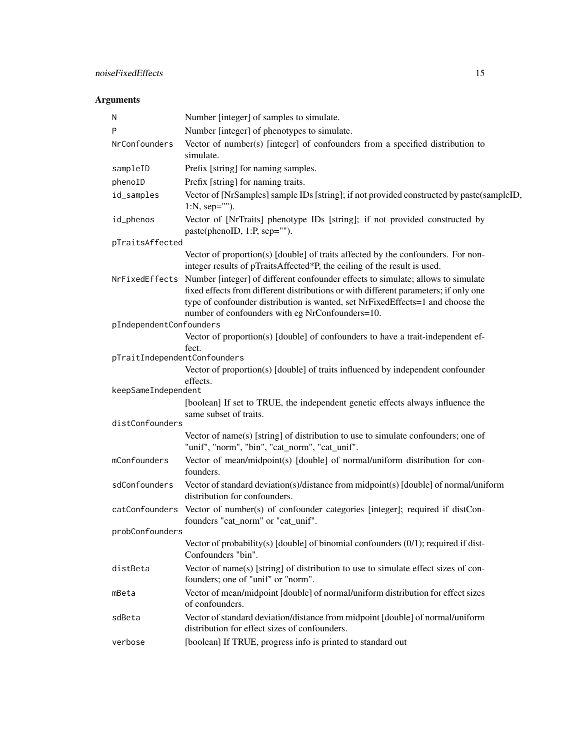## Arguments

| Argument | Description |
|---|---|
| `N` | Number [integer] of samples to simulate. |
| `P` | Number [integer] of phenotypes to simulate. |
| `NrConfounders` | Vector of number(s) [integer] of confounders from a specified distribution to simulate. |
| `sampleID` | Prefix [string] for naming samples. |
| `phenoID` | Prefix [string] for naming traits. |
| `id_samples` | Vector of [NrSamples] sample IDs [string]; if not provided constructed by paste(sampleID, 1:N, sep=""). |
| `id_phenos` | Vector of [NrTraits] phenotype IDs [string]; if not provided constructed by paste(phenoID, 1:P, sep=""). |
| `pTraitsAffected` | Vector of proportion(s) [double] of traits affected by the confounders. For non-integer results of pTraitsAffected*P, the ceiling of the result is used. |
| `NrFixedEffects` | Number [integer] of different confounder effects to simulate; allows to simulate fixed effects from different distributions or with different parameters; if only one type of confounder distribution is wanted, set NrFixedEffects=1 and choose the number of confounders with eg NrConfounders=10. |
| `pIndependentConfounders` | Vector of proportion(s) [double] of confounders to have a trait-independent effect. |
| `pTraitIndependentConfounders` | Vector of proportion(s) [double] of traits influenced by independent confounder effects. |
| `keepSameIndependent` | [boolean] If set to TRUE, the independent genetic effects always influence the same subset of traits. |
| `distConfounders` | Vector of name(s) [string] of distribution to use to simulate confounders; one of "unif", "norm", "bin", "cat_norm", "cat_unif". |
| `mConfounders` | Vector of mean/midpoint(s) [double] of normal/uniform distribution for confounders. |
| `sdConfounders` | Vector of standard deviation(s)/distance from midpoint(s) [double] of normal/uniform distribution for confounders. |
| `catConfounders` | Vector of number(s) of confounder categories [integer]; required if distConfounders "cat_norm" or "cat_unif". |
| `probConfounders` | Vector of probability(s) [double] of binomial confounders (0/1); required if distConfounders "bin". |
| `distBeta` | Vector of name(s) [string] of distribution to use to simulate effect sizes of confounders; one of "unif" or "norm". |
| `mBeta` | Vector of mean/midpoint [double] of normal/uniform distribution for effect sizes of confounders. |
| `sdBeta` | Vector of standard deviation/distance from midpoint [double] of normal/uniform distribution for effect sizes of confounders. |
| `verbose` | [boolean] If TRUE, progress info is printed to standard out |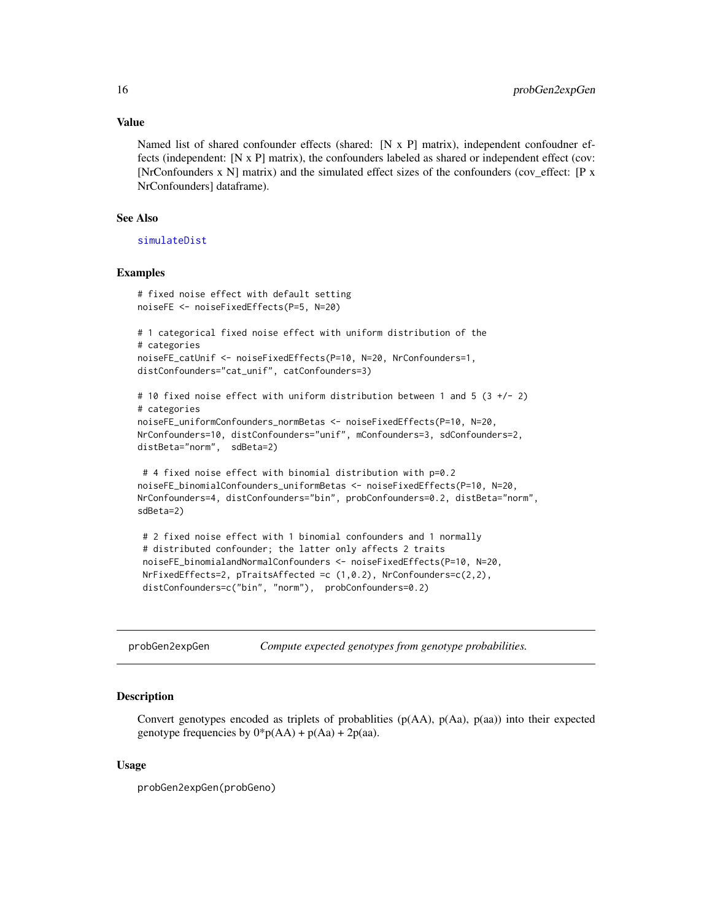### Value

Named list of shared confounder effects (shared: [N x P] matrix), independent confoudner effects (independent: [N x P] matrix), the confounders labeled as shared or independent effect (cov: [NrConfounders x N] matrix) and the simulated effect sizes of the confounders (cov_effect: [P x NrConfounders] dataframe).

### See Also

simulateDist

### Examples

```
# fixed noise effect with default setting
noiseFE <- noiseFixedEffects(P=5, N=20)

# 1 categorical fixed noise effect with uniform distribution of the
# categories
noiseFE_catUnif <- noiseFixedEffects(P=10, N=20, NrConfounders=1,
distConfounders="cat_unif", catConfounders=3)

# 10 fixed noise effect with uniform distribution between 1 and 5 (3 +/- 2)
# categories
noiseFE_uniformConfounders_normBetas <- noiseFixedEffects(P=10, N=20,
NrConfounders=10, distConfounders="unif", mConfounders=3, sdConfounders=2,
distBeta="norm",  sdBeta=2)

 # 4 fixed noise effect with binomial distribution with p=0.2
noiseFE_binomialConfounders_uniformBetas <- noiseFixedEffects(P=10, N=20,
NrConfounders=4, distConfounders="bin", probConfounders=0.2, distBeta="norm",
sdBeta=2)

 # 2 fixed noise effect with 1 binomial confounders and 1 normally
 # distributed confounder; the latter only affects 2 traits
 noiseFE_binomialandNormalConfounders <- noiseFixedEffects(P=10, N=20,
 NrFixedEffects=2, pTraitsAffected =c (1,0.2), NrConfounders=c(2,2),
 distConfounders=c("bin", "norm"),  probConfounders=0.2)
```

---

## probGen2expGen *Compute expected genotypes from genotype probabilities.*

### Description

Convert genotypes encoded as triplets of probablities (p(AA), p(Aa), p(aa)) into their expected genotype frequencies by 0*p(AA) + p(Aa) + 2p(aa).

### Usage

```
probGen2expGen(probGeno)
```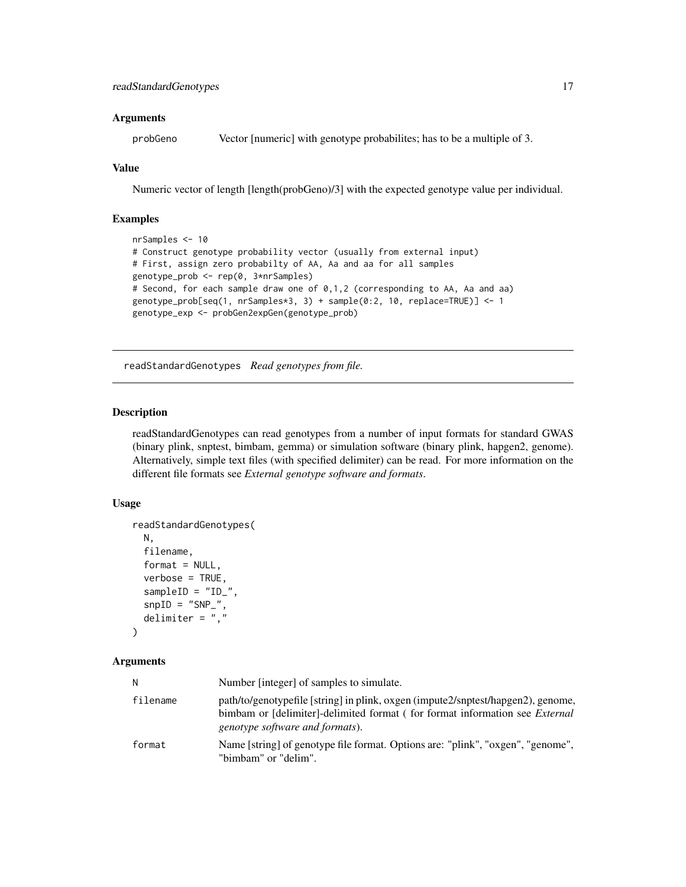### Arguments

| | |
|---|---|
| probGeno | Vector [numeric] with genotype probabilites; has to be a multiple of 3. |

### Value

Numeric vector of length [length(probGeno)/3] with the expected genotype value per individual.

### Examples

```
nrSamples <- 10
# Construct genotype probability vector (usually from external input)
# First, assign zero probabilty of AA, Aa and aa for all samples
genotype_prob <- rep(0, 3*nrSamples)
# Second, for each sample draw one of 0,1,2 (corresponding to AA, Aa and aa)
genotype_prob[seq(1, nrSamples*3, 3) + sample(0:2, 10, replace=TRUE)] <- 1
genotype_exp <- probGen2expGen(genotype_prob)
```

---

## readStandardGenotypes *Read genotypes from file.*

---

### Description

readStandardGenotypes can read genotypes from a number of input formats for standard GWAS (binary plink, snptest, bimbam, gemma) or simulation software (binary plink, hapgen2, genome). Alternatively, simple text files (with specified delimiter) can be read. For more information on the different file formats see *External genotype software and formats*.

### Usage

```
readStandardGenotypes(
  N,
  filename,
  format = NULL,
  verbose = TRUE,
  sampleID = "ID_",
  snpID = "SNP_",
  delimiter = ","
)
```

### Arguments

| | |
|---|---|
| N | Number [integer] of samples to simulate. |
| filename | path/to/genotypefile [string] in plink, oxgen (impute2/snptest/hapgen2), genome, bimbam or [delimiter]-delimited format ( for format information see *External genotype software and formats*). |
| format | Name [string] of genotype file format. Options are: "plink", "oxgen", "genome", "bimbam" or "delim". |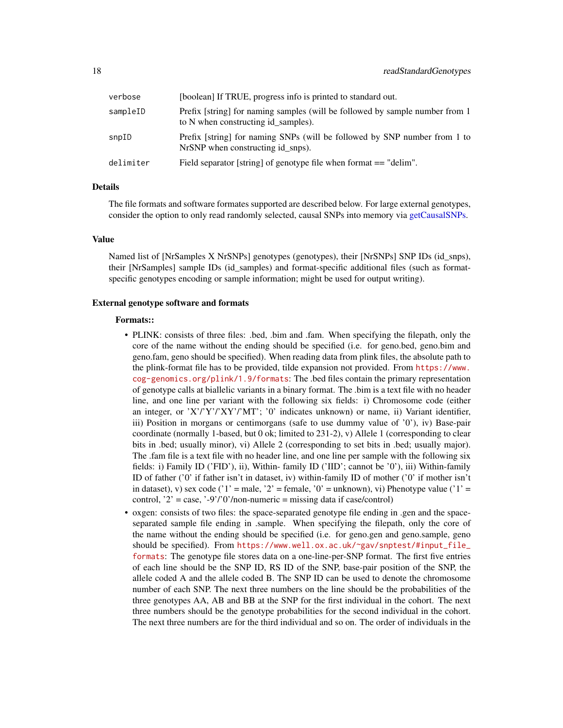| | |
|---|---|
| verbose | [boolean] If TRUE, progress info is printed to standard out. |
| sampleID | Prefix [string] for naming samples (will be followed by sample number from 1 to N when constructing id_samples). |
| snpID | Prefix [string] for naming SNPs (will be followed by SNP number from 1 to NrSNP when constructing id_snps). |
| delimiter | Field separator [string] of genotype file when format == "delim". |

### Details

The file formats and software formates supported are described below. For large external genotypes, consider the option to only read randomly selected, causal SNPs into memory via getCausalSNPs.

### Value

Named list of [NrSamples X NrSNPs] genotypes (genotypes), their [NrSNPs] SNP IDs (id_snps), their [NrSamples] sample IDs (id_samples) and format-specific additional files (such as format-specific genotypes encoding or sample information; might be used for output writing).

### External genotype software and formats

**Formats::**

- PLINK: consists of three files: .bed, .bim and .fam. When specifying the filepath, only the core of the name without the ending should be specified (i.e. for geno.bed, geno.bim and geno.fam, geno should be specified). When reading data from plink files, the absolute path to the plink-format file has to be provided, tilde expansion not provided. From https://www.cog-genomics.org/plink/1.9/formats: The .bed files contain the primary representation of genotype calls at biallelic variants in a binary format. The .bim is a text file with no header line, and one line per variant with the following six fields: i) Chromosome code (either an integer, or 'X'/'Y'/'XY'/'MT'; '0' indicates unknown) or name, ii) Variant identifier, iii) Position in morgans or centimorgans (safe to use dummy value of '0'), iv) Base-pair coordinate (normally 1-based, but 0 ok; limited to 231-2), v) Allele 1 (corresponding to clear bits in .bed; usually minor), vi) Allele 2 (corresponding to set bits in .bed; usually major). The .fam file is a text file with no header line, and one line per sample with the following six fields: i) Family ID ('FID'), ii), Within- family ID ('IID'; cannot be '0'), iii) Within-family ID of father ('0' if father isn't in dataset, iv) within-family ID of mother ('0' if mother isn't in dataset), v) sex code ('1' = male, '2' = female, '0' = unknown), vi) Phenotype value ('1' = control, '2' = case, '-9'/'0'/non-numeric = missing data if case/control)
- oxgen: consists of two files: the space-separated genotype file ending in .gen and the space-separated sample file ending in .sample. When specifying the filepath, only the core of the name without the ending should be specified (i.e. for geno.gen and geno.sample, geno should be specified). From https://www.well.ox.ac.uk/~gav/snptest/#input_file_formats: The genotype file stores data on a one-line-per-SNP format. The first five entries of each line should be the SNP ID, RS ID of the SNP, base-pair position of the SNP, the allele coded A and the allele coded B. The SNP ID can be used to denote the chromosome number of each SNP. The next three numbers on the line should be the probabilities of the three genotypes AA, AB and BB at the SNP for the first individual in the cohort. The next three numbers should be the genotype probabilities for the second individual in the cohort. The next three numbers are for the third individual and so on. The order of individuals in the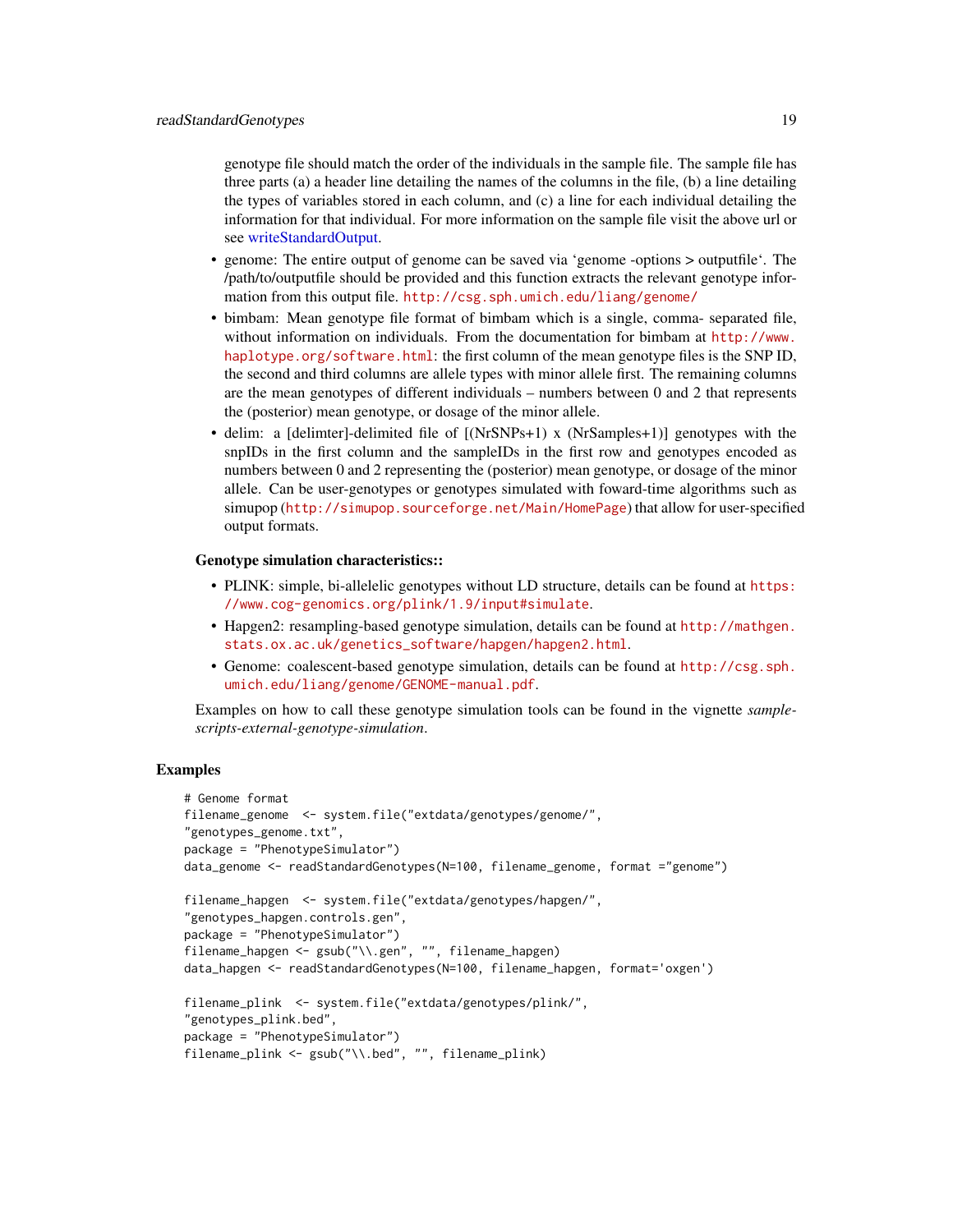genotype file should match the order of the individuals in the sample file. The sample file has three parts (a) a header line detailing the names of the columns in the file, (b) a line detailing the types of variables stored in each column, and (c) a line for each individual detailing the information for that individual. For more information on the sample file visit the above url or see writeStandardOutput.

- genome: The entire output of genome can be saved via 'genome -options > outputfile'. The /path/to/outputfile should be provided and this function extracts the relevant genotype information from this output file. http://csg.sph.umich.edu/liang/genome/
- bimbam: Mean genotype file format of bimbam which is a single, comma- separated file, without information on individuals. From the documentation for bimbam at http://www.haplotype.org/software.html: the first column of the mean genotype files is the SNP ID, the second and third columns are allele types with minor allele first. The remaining columns are the mean genotypes of different individuals – numbers between 0 and 2 that represents the (posterior) mean genotype, or dosage of the minor allele.
- delim: a [delimter]-delimited file of [(NrSNPs+1) x (NrSamples+1)] genotypes with the snpIDs in the first column and the sampleIDs in the first row and genotypes encoded as numbers between 0 and 2 representing the (posterior) mean genotype, or dosage of the minor allele. Can be user-genotypes or genotypes simulated with foward-time algorithms such as simupop (http://simupop.sourceforge.net/Main/HomePage) that allow for user-specified output formats.

**Genotype simulation characteristics::**

- PLINK: simple, bi-allelelic genotypes without LD structure, details can be found at https://www.cog-genomics.org/plink/1.9/input#simulate.
- Hapgen2: resampling-based genotype simulation, details can be found at http://mathgen.stats.ox.ac.uk/genetics_software/hapgen/hapgen2.html.
- Genome: coalescent-based genotype simulation, details can be found at http://csg.sph.umich.edu/liang/genome/GENOME-manual.pdf.

Examples on how to call these genotype simulation tools can be found in the vignette *sample-scripts-external-genotype-simulation*.

## Examples

```
# Genome format
filename_genome  <- system.file("extdata/genotypes/genome/",
"genotypes_genome.txt",
package = "PhenotypeSimulator")
data_genome <- readStandardGenotypes(N=100, filename_genome, format ="genome")

filename_hapgen  <- system.file("extdata/genotypes/hapgen/",
"genotypes_hapgen.controls.gen",
package = "PhenotypeSimulator")
filename_hapgen <- gsub("\\.gen", "", filename_hapgen)
data_hapgen <- readStandardGenotypes(N=100, filename_hapgen, format='oxgen')

filename_plink  <- system.file("extdata/genotypes/plink/",
"genotypes_plink.bed",
package = "PhenotypeSimulator")
filename_plink <- gsub("\\.bed", "", filename_plink)
```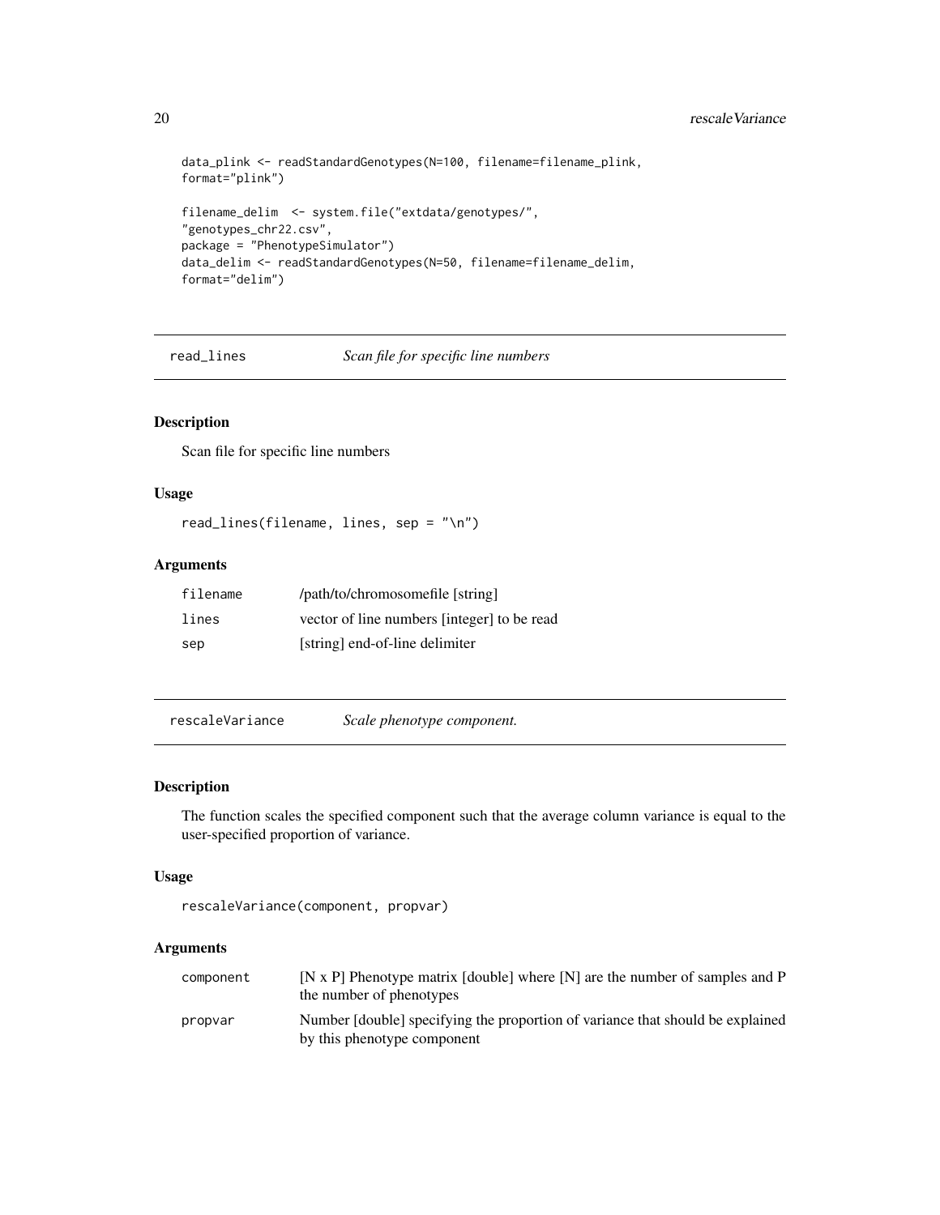```
data_plink <- readStandardGenotypes(N=100, filename=filename_plink,
format="plink")

filename_delim  <- system.file("extdata/genotypes/",
"genotypes_chr22.csv",
package = "PhenotypeSimulator")
data_delim <- readStandardGenotypes(N=50, filename=filename_delim,
format="delim")
```

## read_lines — *Scan file for specific line numbers*

### Description

Scan file for specific line numbers

### Usage

```
read_lines(filename, lines, sep = "\n")
```

### Arguments

| | |
|---|---|
| filename | /path/to/chromosomefile [string] |
| lines | vector of line numbers [integer] to be read |
| sep | [string] end-of-line delimiter |

## rescaleVariance — *Scale phenotype component.*

### Description

The function scales the specified component such that the average column variance is equal to the user-specified proportion of variance.

### Usage

```
rescaleVariance(component, propvar)
```

### Arguments

| | |
|---|---|
| component | [N x P] Phenotype matrix [double] where [N] are the number of samples and P the number of phenotypes |
| propvar | Number [double] specifying the proportion of variance that should be explained by this phenotype component |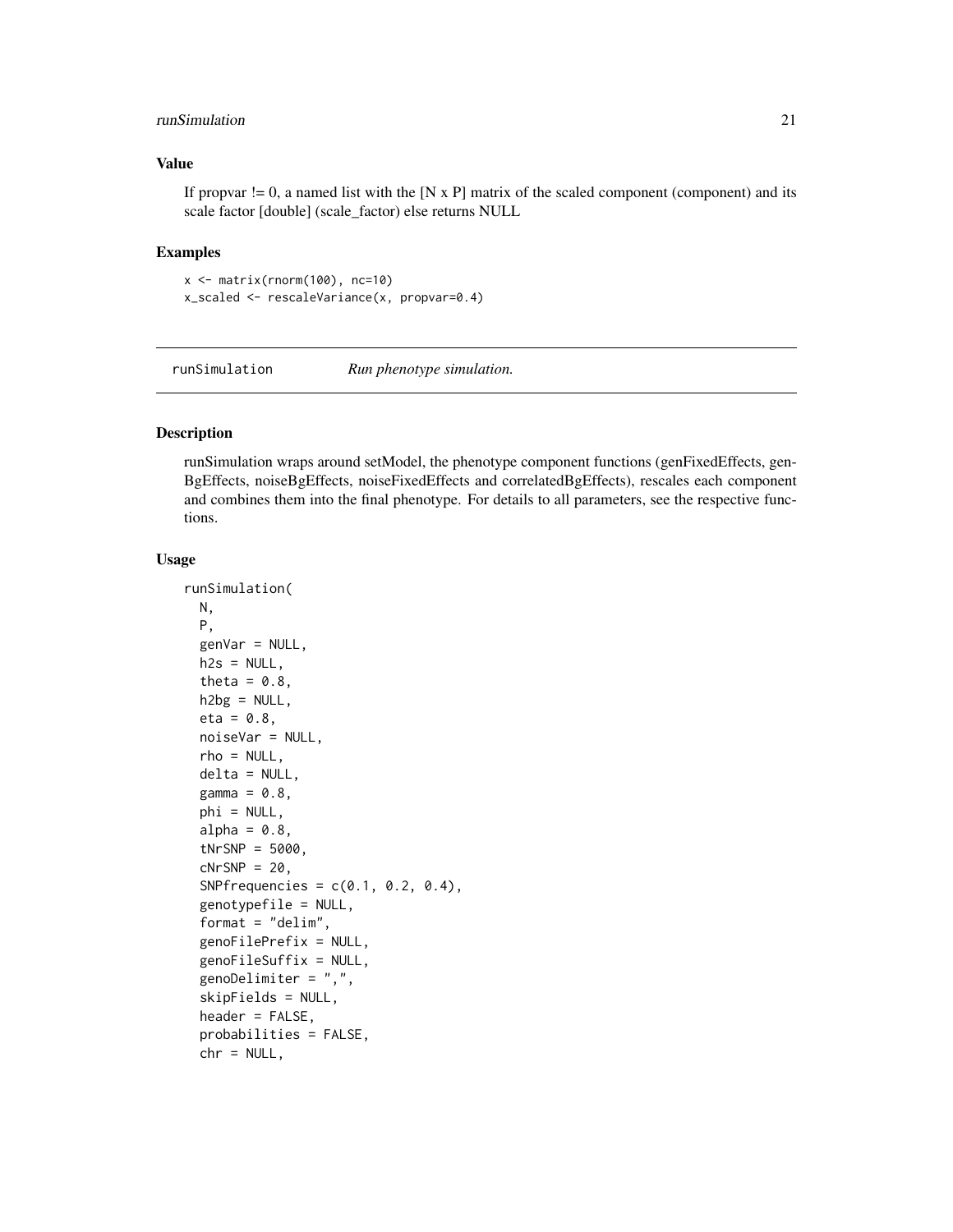### Value

If propvar != 0, a named list with the [N x P] matrix of the scaled component (component) and its scale factor [double] (scale_factor) else returns NULL

### Examples

```
x <- matrix(rnorm(100), nc=10)
x_scaled <- rescaleVariance(x, propvar=0.4)
```

---

## runSimulation *Run phenotype simulation.*

---

### Description

runSimulation wraps around setModel, the phenotype component functions (genFixedEffects, genBgEffects, noiseBgEffects, noiseFixedEffects and correlatedBgEffects), rescales each component and combines them into the final phenotype. For details to all parameters, see the respective functions.

### Usage

```
runSimulation(
  N,
  P,
  genVar = NULL,
  h2s = NULL,
  theta = 0.8,
  h2bg = NULL,
  eta = 0.8,
  noiseVar = NULL,
  rho = NULL,
  delta = NULL,
  gamma = 0.8,
  phi = NULL,
  alpha = 0.8,
  tNrSNP = 5000,
  cNrSNP = 20,
  SNPfrequencies = c(0.1, 0.2, 0.4),
  genotypefile = NULL,
  format = "delim",
  genoFilePrefix = NULL,
  genoFileSuffix = NULL,
  genoDelimiter = ",",
  skipFields = NULL,
  header = FALSE,
  probabilities = FALSE,
  chr = NULL,
```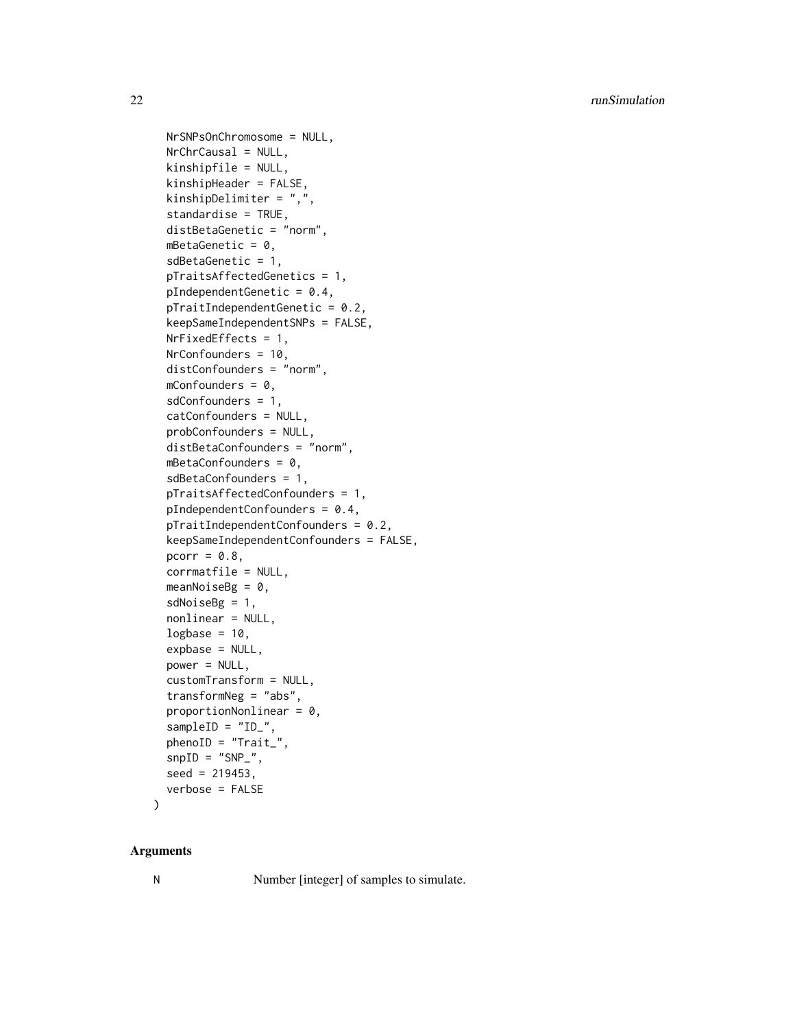```
  NrSNPsOnChromosome = NULL,
  NrChrCausal = NULL,
  kinshipfile = NULL,
  kinshipHeader = FALSE,
  kinshipDelimiter = ",",
  standardise = TRUE,
  distBetaGenetic = "norm",
  mBetaGenetic = 0,
  sdBetaGenetic = 1,
  pTraitsAffectedGenetics = 1,
  pIndependentGenetic = 0.4,
  pTraitIndependentGenetic = 0.2,
  keepSameIndependentSNPs = FALSE,
  NrFixedEffects = 1,
  NrConfounders = 10,
  distConfounders = "norm",
  mConfounders = 0,
  sdConfounders = 1,
  catConfounders = NULL,
  probConfounders = NULL,
  distBetaConfounders = "norm",
  mBetaConfounders = 0,
  sdBetaConfounders = 1,
  pTraitsAffectedConfounders = 1,
  pIndependentConfounders = 0.4,
  pTraitIndependentConfounders = 0.2,
  keepSameIndependentConfounders = FALSE,
  pcorr = 0.8,
  corrmatfile = NULL,
  meanNoiseBg = 0,
  sdNoiseBg = 1,
  nonlinear = NULL,
  logbase = 10,
  expbase = NULL,
  power = NULL,
  customTransform = NULL,
  transformNeg = "abs",
  proportionNonlinear = 0,
  sampleID = "ID_",
  phenoID = "Trait_",
  snpID = "SNP_",
  seed = 219453,
  verbose = FALSE
)
```

## Arguments

N Number [integer] of samples to simulate.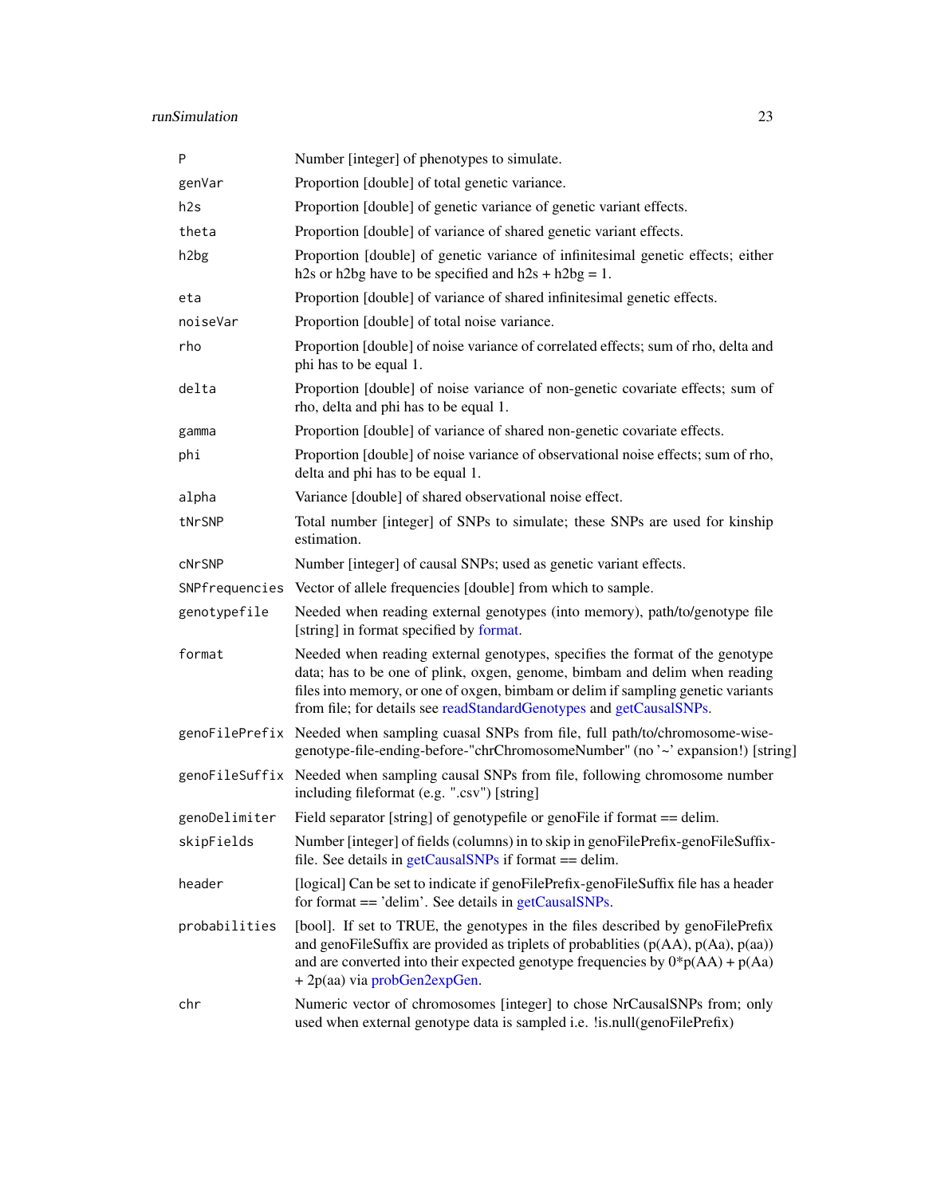| | |
|---|---|
| `P` | Number [integer] of phenotypes to simulate. |
| `genVar` | Proportion [double] of total genetic variance. |
| `h2s` | Proportion [double] of genetic variance of genetic variant effects. |
| `theta` | Proportion [double] of variance of shared genetic variant effects. |
| `h2bg` | Proportion [double] of genetic variance of infinitesimal genetic effects; either h2s or h2bg have to be specified and h2s + h2bg = 1. |
| `eta` | Proportion [double] of variance of shared infinitesimal genetic effects. |
| `noiseVar` | Proportion [double] of total noise variance. |
| `rho` | Proportion [double] of noise variance of correlated effects; sum of rho, delta and phi has to be equal 1. |
| `delta` | Proportion [double] of noise variance of non-genetic covariate effects; sum of rho, delta and phi has to be equal 1. |
| `gamma` | Proportion [double] of variance of shared non-genetic covariate effects. |
| `phi` | Proportion [double] of noise variance of observational noise effects; sum of rho, delta and phi has to be equal 1. |
| `alpha` | Variance [double] of shared observational noise effect. |
| `tNrSNP` | Total number [integer] of SNPs to simulate; these SNPs are used for kinship estimation. |
| `cNrSNP` | Number [integer] of causal SNPs; used as genetic variant effects. |
| `SNPfrequencies` | Vector of allele frequencies [double] from which to sample. |
| `genotypefile` | Needed when reading external genotypes (into memory), path/to/genotype file [string] in format specified by format. |
| `format` | Needed when reading external genotypes, specifies the format of the genotype data; has to be one of plink, oxgen, genome, bimbam and delim when reading files into memory, or one of oxgen, bimbam or delim if sampling genetic variants from file; for details see readStandardGenotypes and getCausalSNPs. |
| `genoFilePrefix` | Needed when sampling cuasal SNPs from file, full path/to/chromosome-wise-genotype-file-ending-before-"chrChromosomeNumber" (no '~' expansion!) [string] |
| `genoFileSuffix` | Needed when sampling causal SNPs from file, following chromosome number including fileformat (e.g. ".csv") [string] |
| `genoDelimiter` | Field separator [string] of genotypefile or genoFile if format == delim. |
| `skipFields` | Number [integer] of fields (columns) in to skip in genoFilePrefix-genoFileSuffix-file. See details in getCausalSNPs if format == delim. |
| `header` | [logical] Can be set to indicate if genoFilePrefix-genoFileSuffix file has a header for format == 'delim'. See details in getCausalSNPs. |
| `probabilities` | [bool]. If set to TRUE, the genotypes in the files described by genoFilePrefix and genoFileSuffix are provided as triplets of probablities (p(AA), p(Aa), p(aa)) and are converted into their expected genotype frequencies by 0*p(AA) + p(Aa) + 2p(aa) via probGen2expGen. |
| `chr` | Numeric vector of chromosomes [integer] to chose NrCausalSNPs from; only used when external genotype data is sampled i.e. !is.null(genoFilePrefix) |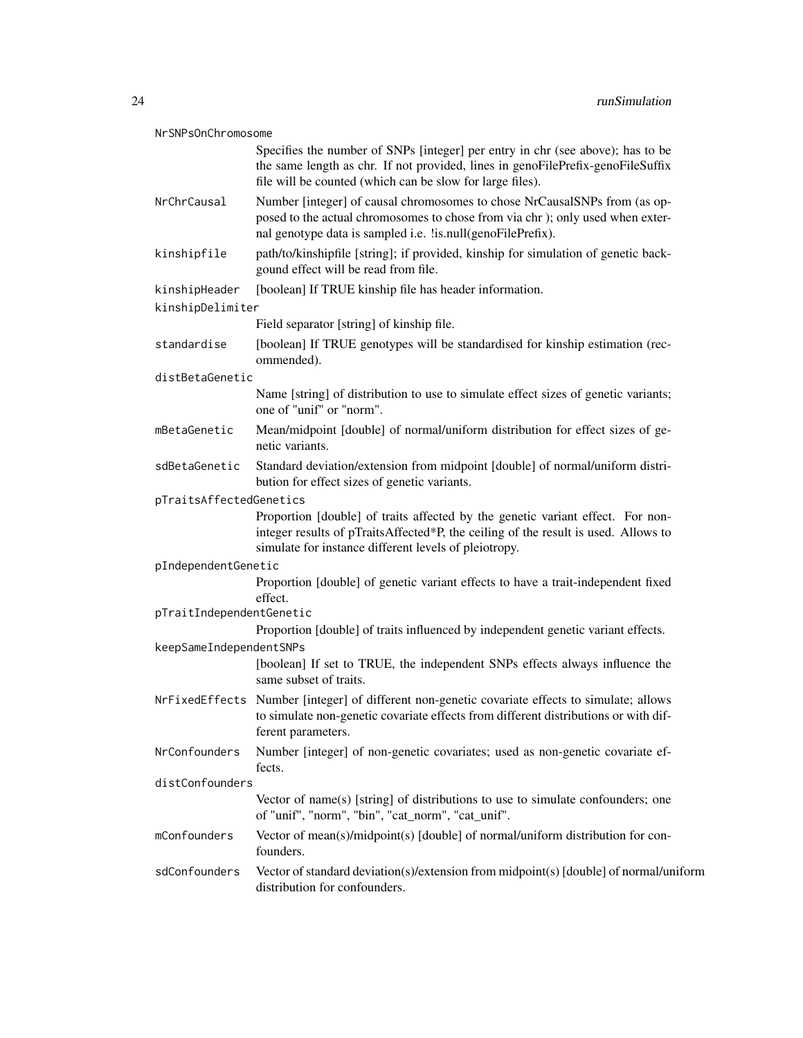NrSNPsOnChromosome
: Specifies the number of SNPs [integer] per entry in chr (see above); has to be the same length as chr. If not provided, lines in genoFilePrefix-genoFileSuffix file will be counted (which can be slow for large files).

NrChrCausal
: Number [integer] of causal chromosomes to chose NrCausalSNPs from (as opposed to the actual chromosomes to chose from via chr ); only used when external genotype data is sampled i.e. !is.null(genoFilePrefix).

kinshipfile
: path/to/kinshipfile [string]; if provided, kinship for simulation of genetic backgound effect will be read from file.

kinshipHeader
: [boolean] If TRUE kinship file has header information.

kinshipDelimiter
: Field separator [string] of kinship file.

standardise
: [boolean] If TRUE genotypes will be standardised for kinship estimation (recommended).

distBetaGenetic
: Name [string] of distribution to use to simulate effect sizes of genetic variants; one of "unif" or "norm".

mBetaGenetic
: Mean/midpoint [double] of normal/uniform distribution for effect sizes of genetic variants.

sdBetaGenetic
: Standard deviation/extension from midpoint [double] of normal/uniform distribution for effect sizes of genetic variants.

pTraitsAffectedGenetics
: Proportion [double] of traits affected by the genetic variant effect. For non-integer results of pTraitsAffected*P, the ceiling of the result is used. Allows to simulate for instance different levels of pleiotropy.

pIndependentGenetic
: Proportion [double] of genetic variant effects to have a trait-independent fixed effect.

pTraitIndependentGenetic
: Proportion [double] of traits influenced by independent genetic variant effects.

keepSameIndependentSNPs
: [boolean] If set to TRUE, the independent SNPs effects always influence the same subset of traits.

NrFixedEffects
: Number [integer] of different non-genetic covariate effects to simulate; allows to simulate non-genetic covariate effects from different distributions or with different parameters.

NrConfounders
: Number [integer] of non-genetic covariates; used as non-genetic covariate effects.

distConfounders
: Vector of name(s) [string] of distributions to use to simulate confounders; one of "unif", "norm", "bin", "cat_norm", "cat_unif".

mConfounders
: Vector of mean(s)/midpoint(s) [double] of normal/uniform distribution for confounders.

sdConfounders
: Vector of standard deviation(s)/extension from midpoint(s) [double] of normal/uniform distribution for confounders.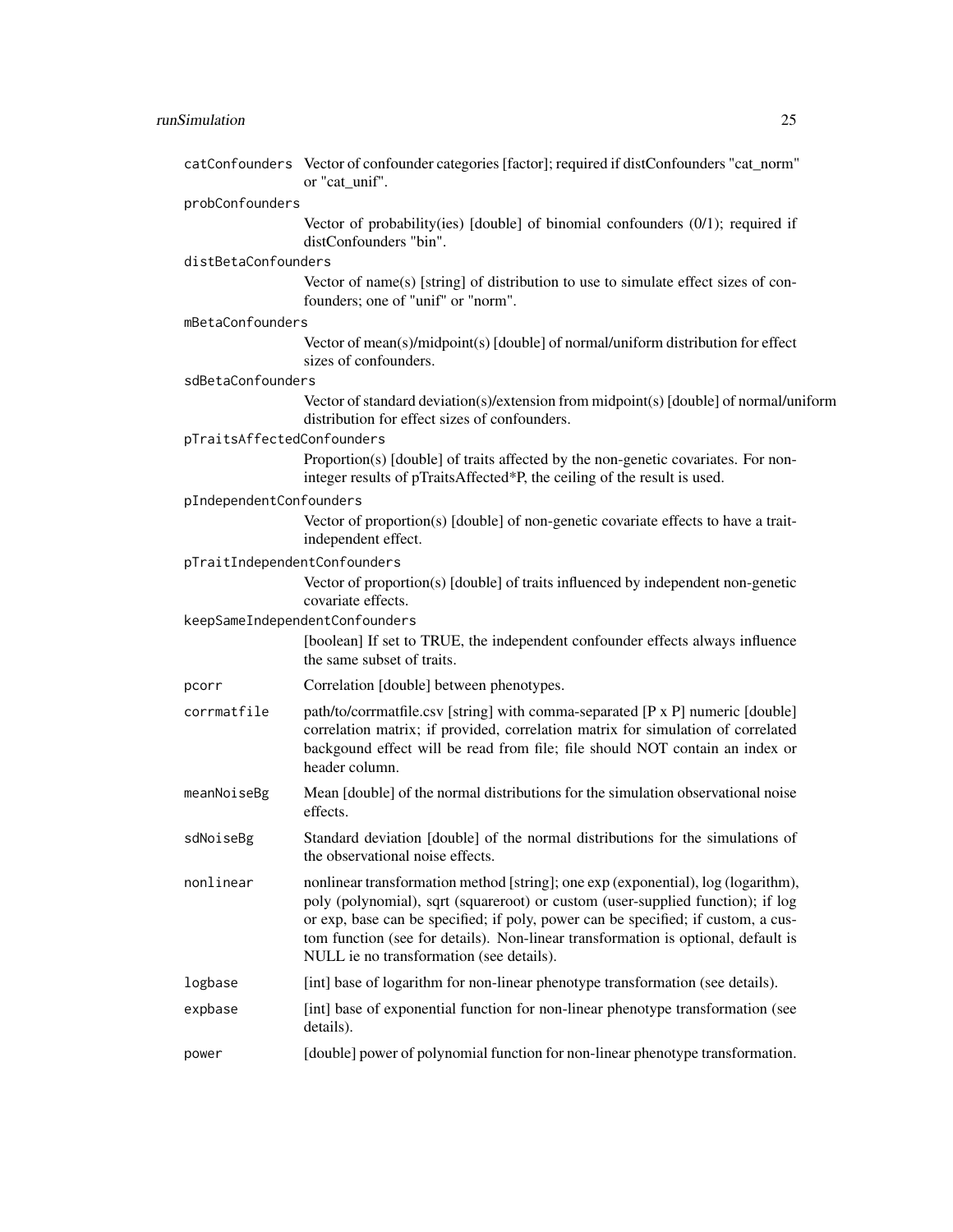`catConfounders` Vector of confounder categories [factor]; required if distConfounders "cat_norm" or "cat_unif".

`probConfounders`
Vector of probability(ies) [double] of binomial confounders (0/1); required if distConfounders "bin".

`distBetaConfounders`
Vector of name(s) [string] of distribution to use to simulate effect sizes of confounders; one of "unif" or "norm".

`mBetaConfounders`
Vector of mean(s)/midpoint(s) [double] of normal/uniform distribution for effect sizes of confounders.

`sdBetaConfounders`
Vector of standard deviation(s)/extension from midpoint(s) [double] of normal/uniform distribution for effect sizes of confounders.

`pTraitsAffectedConfounders`
Proportion(s) [double] of traits affected by the non-genetic covariates. For non-integer results of pTraitsAffected*P, the ceiling of the result is used.

`pIndependentConfounders`
Vector of proportion(s) [double] of non-genetic covariate effects to have a trait-independent effect.

`pTraitIndependentConfounders`
Vector of proportion(s) [double] of traits influenced by independent non-genetic covariate effects.

`keepSameIndependentConfounders`
[boolean] If set to TRUE, the independent confounder effects always influence the same subset of traits.

`pcorr` Correlation [double] between phenotypes.

`corrmatfile` path/to/corrmatfile.csv [string] with comma-separated [P x P] numeric [double] correlation matrix; if provided, correlation matrix for simulation of correlated backgound effect will be read from file; file should NOT contain an index or header column.

`meanNoiseBg` Mean [double] of the normal distributions for the simulation observational noise effects.

`sdNoiseBg` Standard deviation [double] of the normal distributions for the simulations of the observational noise effects.

`nonlinear` nonlinear transformation method [string]; one exp (exponential), log (logarithm), poly (polynomial), sqrt (squareroot) or custom (user-supplied function); if log or exp, base can be specified; if poly, power can be specified; if custom, a custom function (see for details). Non-linear transformation is optional, default is NULL ie no transformation (see details).

`logbase` [int] base of logarithm for non-linear phenotype transformation (see details).

`expbase` [int] base of exponential function for non-linear phenotype transformation (see details).

`power` [double] power of polynomial function for non-linear phenotype transformation.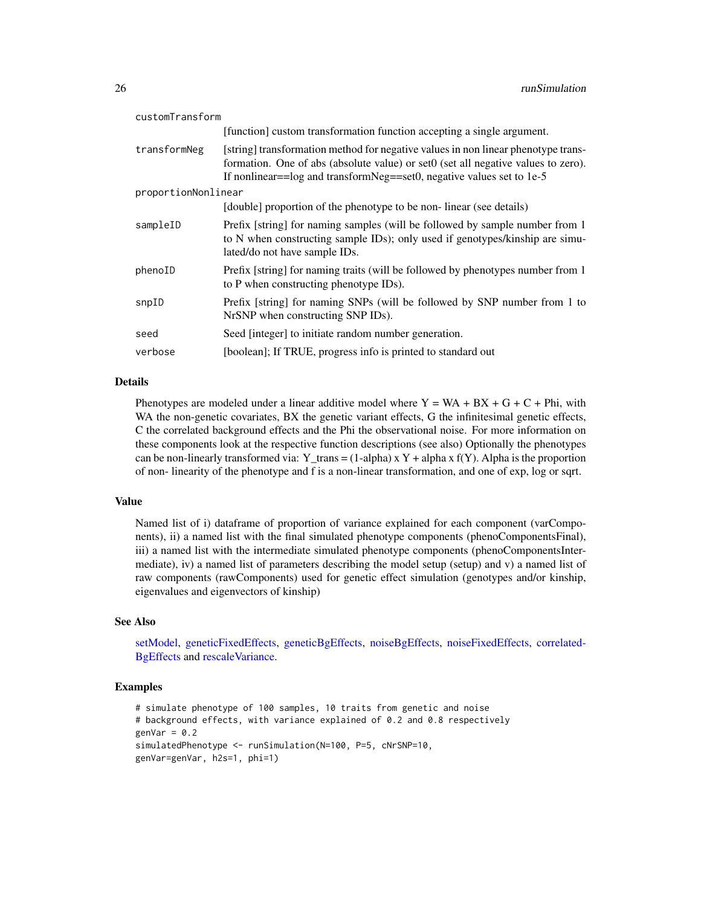| | |
|---|---|
| customTransform | [function] custom transformation function accepting a single argument. |
| transformNeg | [string] transformation method for negative values in non linear phenotype transformation. One of abs (absolute value) or set0 (set all negative values to zero). If nonlinear==log and transformNeg==set0, negative values set to 1e-5 |
| proportionNonlinear | [double] proportion of the phenotype to be non- linear (see details) |
| sampleID | Prefix [string] for naming samples (will be followed by sample number from 1 to N when constructing sample IDs); only used if genotypes/kinship are simulated/do not have sample IDs. |
| phenoID | Prefix [string] for naming traits (will be followed by phenotypes number from 1 to P when constructing phenotype IDs). |
| snpID | Prefix [string] for naming SNPs (will be followed by SNP number from 1 to NrSNP when constructing SNP IDs). |
| seed | Seed [integer] to initiate random number generation. |
| verbose | [boolean]; If TRUE, progress info is printed to standard out |

## Details

Phenotypes are modeled under a linear additive model where Y = WA + BX + G + C + Phi, with WA the non-genetic covariates, BX the genetic variant effects, G the infinitesimal genetic effects, C the correlated background effects and the Phi the observational noise. For more information on these components look at the respective function descriptions (see also) Optionally the phenotypes can be non-linearly transformed via: Y_trans = (1-alpha) x Y + alpha x f(Y). Alpha is the proportion of non- linearity of the phenotype and f is a non-linear transformation, and one of exp, log or sqrt.

## Value

Named list of i) dataframe of proportion of variance explained for each component (varComponents), ii) a named list with the final simulated phenotype components (phenoComponentsFinal), iii) a named list with the intermediate simulated phenotype components (phenoComponentsIntermediate), iv) a named list of parameters describing the model setup (setup) and v) a named list of raw components (rawComponents) used for genetic effect simulation (genotypes and/or kinship, eigenvalues and eigenvectors of kinship)

## See Also

setModel, geneticFixedEffects, geneticBgEffects, noiseBgEffects, noiseFixedEffects, correlatedBgEffects and rescaleVariance.

## Examples

```
# simulate phenotype of 100 samples, 10 traits from genetic and noise
# background effects, with variance explained of 0.2 and 0.8 respectively
genVar = 0.2
simulatedPhenotype <- runSimulation(N=100, P=5, cNrSNP=10,
genVar=genVar, h2s=1, phi=1)
```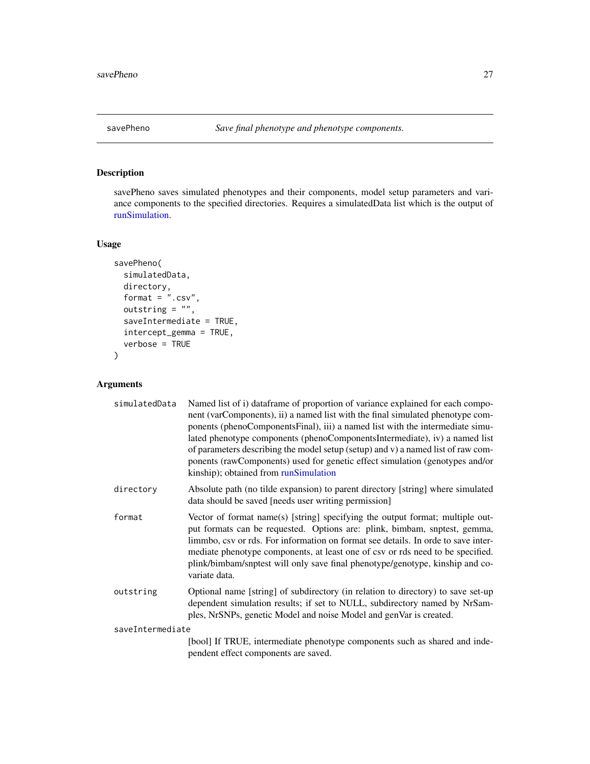## savePheno — *Save final phenotype and phenotype components.*

### Description

savePheno saves simulated phenotypes and their components, model setup parameters and variance components to the specified directories. Requires a simulatedData list which is the output of runSimulation.

### Usage

```
savePheno(
  simulatedData,
  directory,
  format = ".csv",
  outstring = "",
  saveIntermediate = TRUE,
  intercept_gemma = TRUE,
  verbose = TRUE
)
```

### Arguments

| Argument | Description |
|---|---|
| `simulatedData` | Named list of i) dataframe of proportion of variance explained for each component (varComponents), ii) a named list with the final simulated phenotype components (phenoComponentsFinal), iii) a named list with the intermediate simulated phenotype components (phenoComponentsIntermediate), iv) a named list of parameters describing the model setup (setup) and v) a named list of raw components (rawComponents) used for genetic effect simulation (genotypes and/or kinship); obtained from runSimulation |
| `directory` | Absolute path (no tilde expansion) to parent directory [string] where simulated data should be saved [needs user writing permission] |
| `format` | Vector of format name(s) [string] specifying the output format; multiple output formats can be requested. Options are: plink, bimbam, snptest, gemma, limmbo, csv or rds. For information on format see details. In orde to save intermediate phenotype components, at least one of csv or rds need to be specified. plink/bimbam/snptest will only save final phenotype/genotype, kinship and covariate data. |
| `outstring` | Optional name [string] of subdirectory (in relation to directory) to save set-up dependent simulation results; if set to NULL, subdirectory named by NrSamples, NrSNPs, genetic Model and noise Model and genVar is created. |
| `saveIntermediate` | [bool] If TRUE, intermediate phenotype components such as shared and independent effect components are saved. |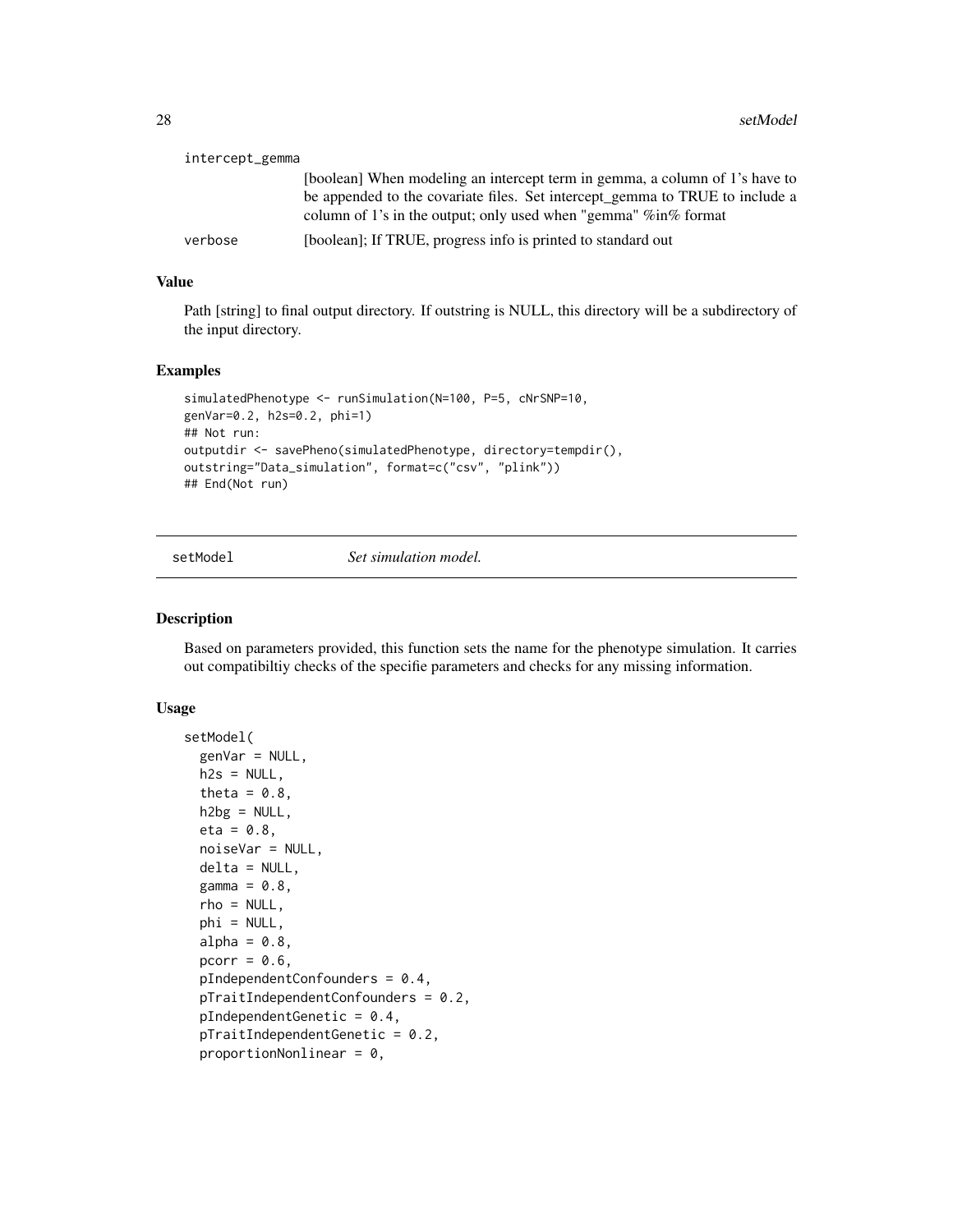intercept_gemma
: [boolean] When modeling an intercept term in gemma, a column of 1's have to be appended to the covariate files. Set intercept_gemma to TRUE to include a column of 1's in the output; only used when "gemma" %in% format

verbose
: [boolean]; If TRUE, progress info is printed to standard out

### Value

Path [string] to final output directory. If outstring is NULL, this directory will be a subdirectory of the input directory.

### Examples

```
simulatedPhenotype <- runSimulation(N=100, P=5, cNrSNP=10,
genVar=0.2, h2s=0.2, phi=1)
## Not run:
outputdir <- savePheno(simulatedPhenotype, directory=tempdir(),
outstring="Data_simulation", format=c("csv", "plink"))
## End(Not run)
```

## setModel — *Set simulation model.*

### Description

Based on parameters provided, this function sets the name for the phenotype simulation. It carries out compatibiltiy checks of the specifie parameters and checks for any missing information.

### Usage

```
setModel(
  genVar = NULL,
  h2s = NULL,
  theta = 0.8,
  h2bg = NULL,
  eta = 0.8,
  noiseVar = NULL,
  delta = NULL,
  gamma = 0.8,
  rho = NULL,
  phi = NULL,
  alpha = 0.8,
  pcorr = 0.6,
  pIndependentConfounders = 0.4,
  pTraitIndependentConfounders = 0.2,
  pIndependentGenetic = 0.4,
  pTraitIndependentGenetic = 0.2,
  proportionNonlinear = 0,
```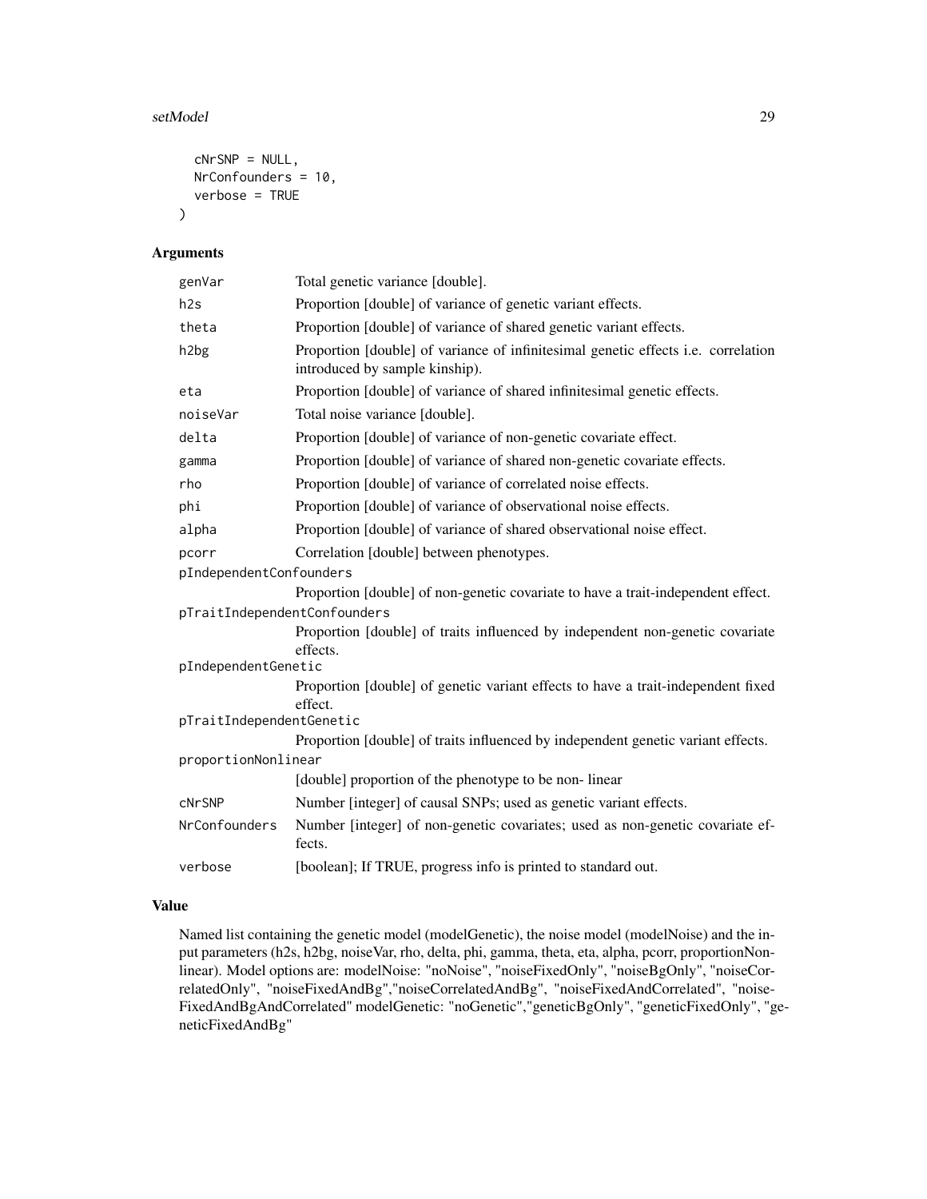```
  cNrSNP = NULL,
  NrConfounders = 10,
  verbose = TRUE
)
```

## Arguments

| | |
|---|---|
| genVar | Total genetic variance [double]. |
| h2s | Proportion [double] of variance of genetic variant effects. |
| theta | Proportion [double] of variance of shared genetic variant effects. |
| h2bg | Proportion [double] of variance of infinitesimal genetic effects i.e. correlation introduced by sample kinship). |
| eta | Proportion [double] of variance of shared infinitesimal genetic effects. |
| noiseVar | Total noise variance [double]. |
| delta | Proportion [double] of variance of non-genetic covariate effect. |
| gamma | Proportion [double] of variance of shared non-genetic covariate effects. |
| rho | Proportion [double] of variance of correlated noise effects. |
| phi | Proportion [double] of variance of observational noise effects. |
| alpha | Proportion [double] of variance of shared observational noise effect. |
| pcorr | Correlation [double] between phenotypes. |
| pIndependentConfounders | Proportion [double] of non-genetic covariate to have a trait-independent effect. |
| pTraitIndependentConfounders | Proportion [double] of traits influenced by independent non-genetic covariate effects. |
| pIndependentGenetic | Proportion [double] of genetic variant effects to have a trait-independent fixed effect. |
| pTraitIndependentGenetic | Proportion [double] of traits influenced by independent genetic variant effects. |
| proportionNonlinear | [double] proportion of the phenotype to be non- linear |
| cNrSNP | Number [integer] of causal SNPs; used as genetic variant effects. |
| NrConfounders | Number [integer] of non-genetic covariates; used as non-genetic covariate effects. |
| verbose | [boolean]; If TRUE, progress info is printed to standard out. |

## Value

Named list containing the genetic model (modelGenetic), the noise model (modelNoise) and the input parameters (h2s, h2bg, noiseVar, rho, delta, phi, gamma, theta, eta, alpha, pcorr, proportionNonlinear). Model options are: modelNoise: "noNoise", "noiseFixedOnly", "noiseBgOnly", "noiseCorrelatedOnly", "noiseFixedAndBg","noiseCorrelatedAndBg", "noiseFixedAndCorrelated", "noiseFixedAndBgAndCorrelated" modelGenetic: "noGenetic","geneticBgOnly", "geneticFixedOnly", "geneticFixedAndBg"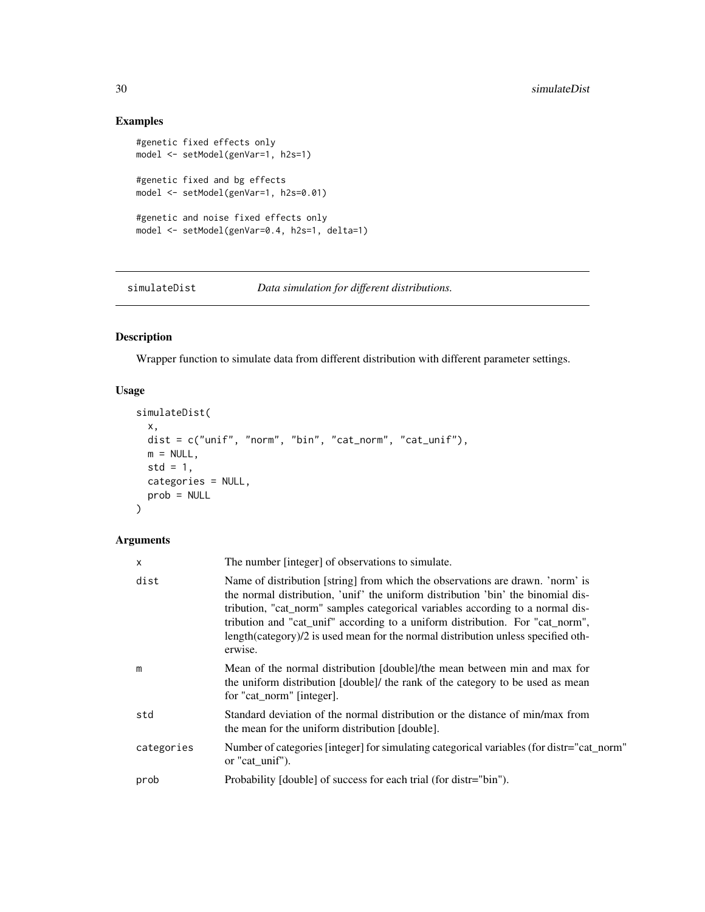## Examples

```
#genetic fixed effects only
model <- setModel(genVar=1, h2s=1)

#genetic fixed and bg effects
model <- setModel(genVar=1, h2s=0.01)

#genetic and noise fixed effects only
model <- setModel(genVar=0.4, h2s=1, delta=1)
```

---

# simulateDist — *Data simulation for different distributions.*

---

## Description

Wrapper function to simulate data from different distribution with different parameter settings.

## Usage

```
simulateDist(
  x,
  dist = c("unif", "norm", "bin", "cat_norm", "cat_unif"),
  m = NULL,
  std = 1,
  categories = NULL,
  prob = NULL
)
```

## Arguments

| | |
|---|---|
| x | The number [integer] of observations to simulate. |
| dist | Name of distribution [string] from which the observations are drawn. 'norm' is the normal distribution, 'unif' the uniform distribution 'bin' the binomial distribution, "cat_norm" samples categorical variables according to a normal distribution and "cat_unif" according to a uniform distribution. For "cat_norm", length(category)/2 is used mean for the normal distribution unless specified otherwise. |
| m | Mean of the normal distribution [double]/the mean between min and max for the uniform distribution [double]/ the rank of the category to be used as mean for "cat_norm" [integer]. |
| std | Standard deviation of the normal distribution or the distance of min/max from the mean for the uniform distribution [double]. |
| categories | Number of categories [integer] for simulating categorical variables (for distr="cat_norm" or "cat_unif"). |
| prob | Probability [double] of success for each trial (for distr="bin"). |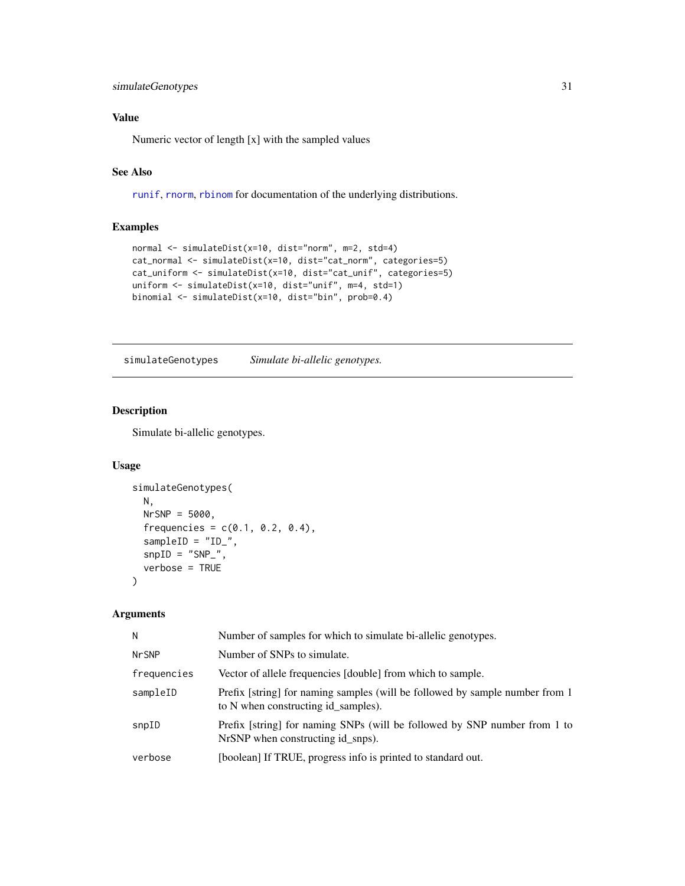### Value

Numeric vector of length [x] with the sampled values

### See Also

runif, rnorm, rbinom for documentation of the underlying distributions.

### Examples

```
normal <- simulateDist(x=10, dist="norm", m=2, std=4)
cat_normal <- simulateDist(x=10, dist="cat_norm", categories=5)
cat_uniform <- simulateDist(x=10, dist="cat_unif", categories=5)
uniform <- simulateDist(x=10, dist="unif", m=4, std=1)
binomial <- simulateDist(x=10, dist="bin", prob=0.4)
```

---

## simulateGenotypes     *Simulate bi-allelic genotypes.*

---

### Description

Simulate bi-allelic genotypes.

### Usage

```
simulateGenotypes(
  N,
  NrSNP = 5000,
  frequencies = c(0.1, 0.2, 0.4),
  sampleID = "ID_",
  snpID = "SNP_",
  verbose = TRUE
)
```

### Arguments

| | |
|---|---|
| N | Number of samples for which to simulate bi-allelic genotypes. |
| NrSNP | Number of SNPs to simulate. |
| frequencies | Vector of allele frequencies [double] from which to sample. |
| sampleID | Prefix [string] for naming samples (will be followed by sample number from 1 to N when constructing id_samples). |
| snpID | Prefix [string] for naming SNPs (will be followed by SNP number from 1 to NrSNP when constructing id_snps). |
| verbose | [boolean] If TRUE, progress info is printed to standard out. |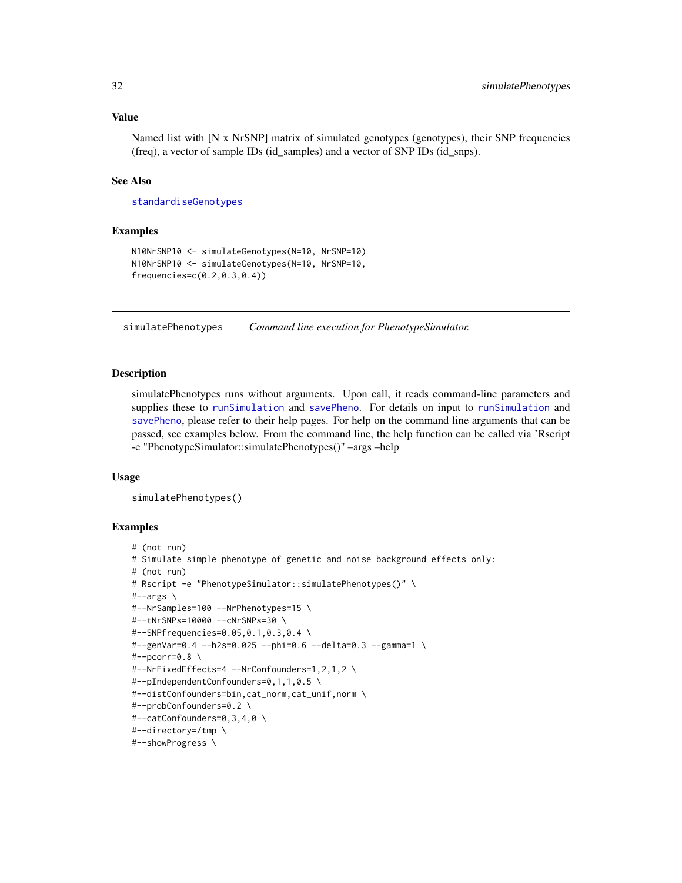### Value

Named list with [N x NrSNP] matrix of simulated genotypes (genotypes), their SNP frequencies (freq), a vector of sample IDs (id_samples) and a vector of SNP IDs (id_snps).

### See Also

`standardiseGenotypes`

### Examples

```
N10NrSNP10 <- simulateGenotypes(N=10, NrSNP=10)
N10NrSNP10 <- simulateGenotypes(N=10, NrSNP=10,
frequencies=c(0.2,0.3,0.4))
```

---

## simulatePhenotypes    *Command line execution for PhenotypeSimulator.*

---

### Description

simulatePhenotypes runs without arguments. Upon call, it reads command-line parameters and supplies these to `runSimulation` and `savePheno`. For details on input to `runSimulation` and `savePheno`, please refer to their help pages. For help on the command line arguments that can be passed, see examples below. From the command line, the help function can be called via 'Rscript -e "PhenotypeSimulator::simulatePhenotypes()" –args –help

### Usage

```
simulatePhenotypes()
```

### Examples

```
# (not run)
# Simulate simple phenotype of genetic and noise background effects only:
# (not run)
# Rscript -e "PhenotypeSimulator::simulatePhenotypes()" \
#--args \
#--NrSamples=100 --NrPhenotypes=15 \
#--tNrSNPs=10000 --cNrSNPs=30 \
#--SNPfrequencies=0.05,0.1,0.3,0.4 \
#--genVar=0.4 --h2s=0.025 --phi=0.6 --delta=0.3 --gamma=1 \
#--pcorr=0.8 \
#--NrFixedEffects=4 --NrConfounders=1,2,1,2 \
#--pIndependentConfounders=0,1,1,0.5 \
#--distConfounders=bin,cat_norm,cat_unif,norm \
#--probConfounders=0.2 \
#--catConfounders=0,3,4,0 \
#--directory=/tmp \
#--showProgress \
```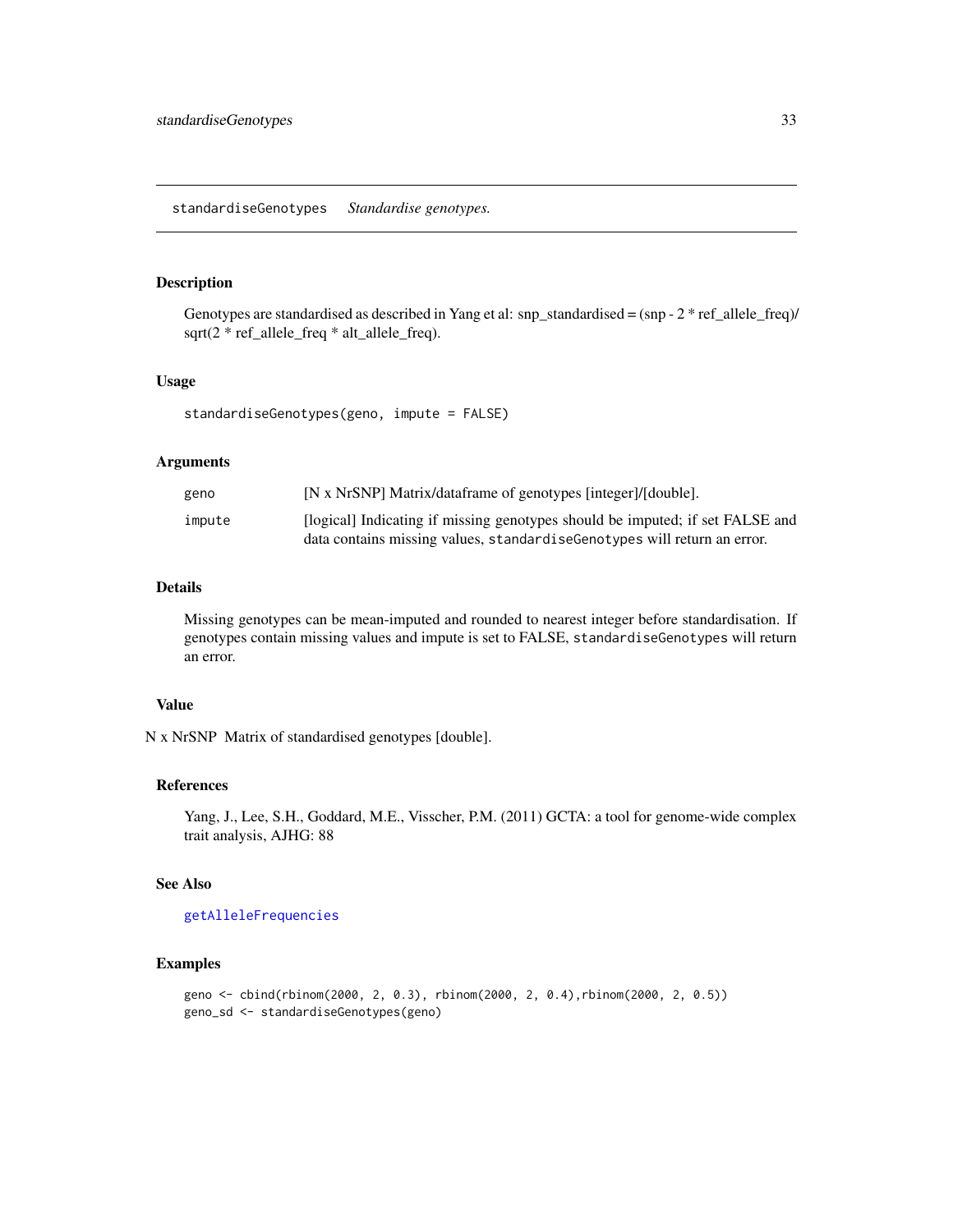## standardiseGenotypes    *Standardise genotypes.*

### Description

Genotypes are standardised as described in Yang et al: snp_standardised = (snp - 2 * ref_allele_freq)/ sqrt(2 * ref_allele_freq * alt_allele_freq).

### Usage

```
standardiseGenotypes(geno, impute = FALSE)
```

### Arguments

| | |
|---|---|
| `geno` | [N x NrSNP] Matrix/dataframe of genotypes [integer]/[double]. |
| `impute` | [logical] Indicating if missing genotypes should be imputed; if set FALSE and data contains missing values, `standardiseGenotypes` will return an error. |

### Details

Missing genotypes can be mean-imputed and rounded to nearest integer before standardisation. If genotypes contain missing values and impute is set to FALSE, `standardiseGenotypes` will return an error.

### Value

N x NrSNP Matrix of standardised genotypes [double].

### References

Yang, J., Lee, S.H., Goddard, M.E., Visscher, P.M. (2011) GCTA: a tool for genome-wide complex trait analysis, AJHG: 88

### See Also

`getAlleleFrequencies`

### Examples

```
geno <- cbind(rbinom(2000, 2, 0.3), rbinom(2000, 2, 0.4),rbinom(2000, 2, 0.5))
geno_sd <- standardiseGenotypes(geno)
```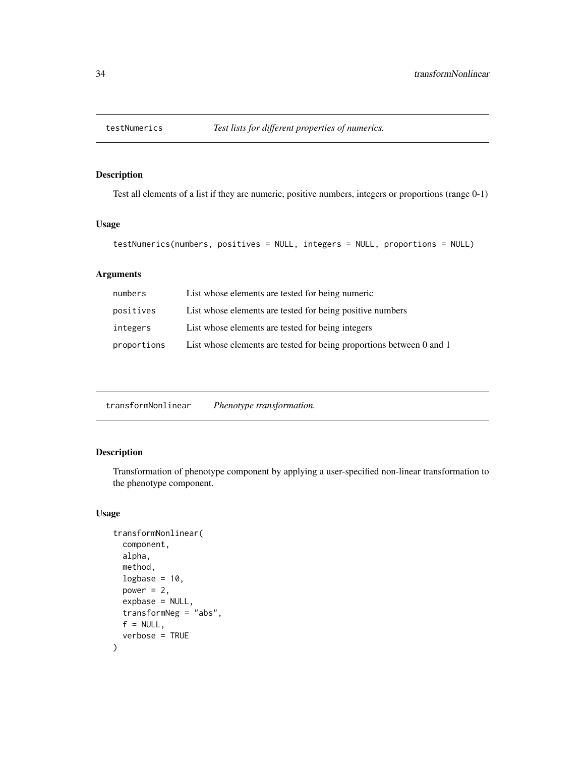## testNumerics — *Test lists for different properties of numerics.*

### Description

Test all elements of a list if they are numeric, positive numbers, integers or proportions (range 0-1)

### Usage

```
testNumerics(numbers, positives = NULL, integers = NULL, proportions = NULL)
```

### Arguments

| | |
|---|---|
| numbers | List whose elements are tested for being numeric |
| positives | List whose elements are tested for being positive numbers |
| integers | List whose elements are tested for being integers |
| proportions | List whose elements are tested for being proportions between 0 and 1 |

## transformNonlinear — *Phenotype transformation.*

### Description

Transformation of phenotype component by applying a user-specified non-linear transformation to the phenotype component.

### Usage

```
transformNonlinear(
  component,
  alpha,
  method,
  logbase = 10,
  power = 2,
  expbase = NULL,
  transformNeg = "abs",
  f = NULL,
  verbose = TRUE
)
```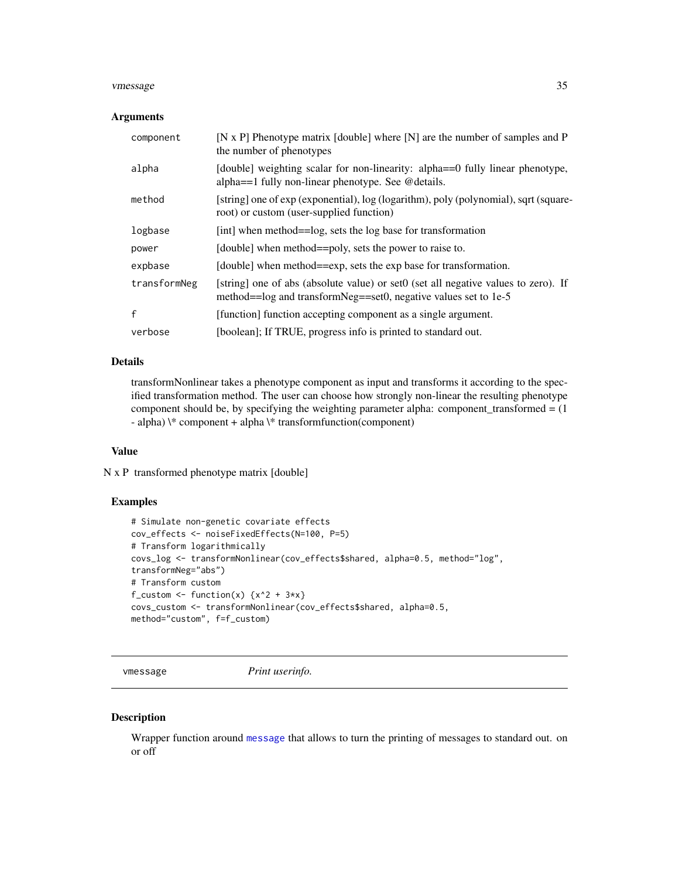### Arguments

| | |
|---|---|
| `component` | [N x P] Phenotype matrix [double] where [N] are the number of samples and P the number of phenotypes |
| `alpha` | [double] weighting scalar for non-linearity: alpha==0 fully linear phenotype, alpha==1 fully non-linear phenotype. See @details. |
| `method` | [string] one of exp (exponential), log (logarithm), poly (polynomial), sqrt (square-root) or custom (user-supplied function) |
| `logbase` | [int] when method==log, sets the log base for transformation |
| `power` | [double] when method==poly, sets the power to raise to. |
| `expbase` | [double] when method==exp, sets the exp base for transformation. |
| `transformNeg` | [string] one of abs (absolute value) or set0 (set all negative values to zero). If method==log and transformNeg==set0, negative values set to 1e-5 |
| `f` | [function] function accepting component as a single argument. |
| `verbose` | [boolean]; If TRUE, progress info is printed to standard out. |

### Details

transformNonlinear takes a phenotype component as input and transforms it according to the specified transformation method. The user can choose how strongly non-linear the resulting phenotype component should be, by specifying the weighting parameter alpha: component_transformed = (1 - alpha) \* component + alpha \* transformfunction(component)

### Value

N x P transformed phenotype matrix [double]

### Examples

```
# Simulate non-genetic covariate effects
cov_effects <- noiseFixedEffects(N=100, P=5)
# Transform logarithmically
covs_log <- transformNonlinear(cov_effects$shared, alpha=0.5, method="log",
transformNeg="abs")
# Transform custom
f_custom <- function(x) {x^2 + 3*x}
covs_custom <- transformNonlinear(cov_effects$shared, alpha=0.5,
method="custom", f=f_custom)
```

---

## vmessage — *Print userinfo.*

### Description

Wrapper function around message that allows to turn the printing of messages to standard out. on or off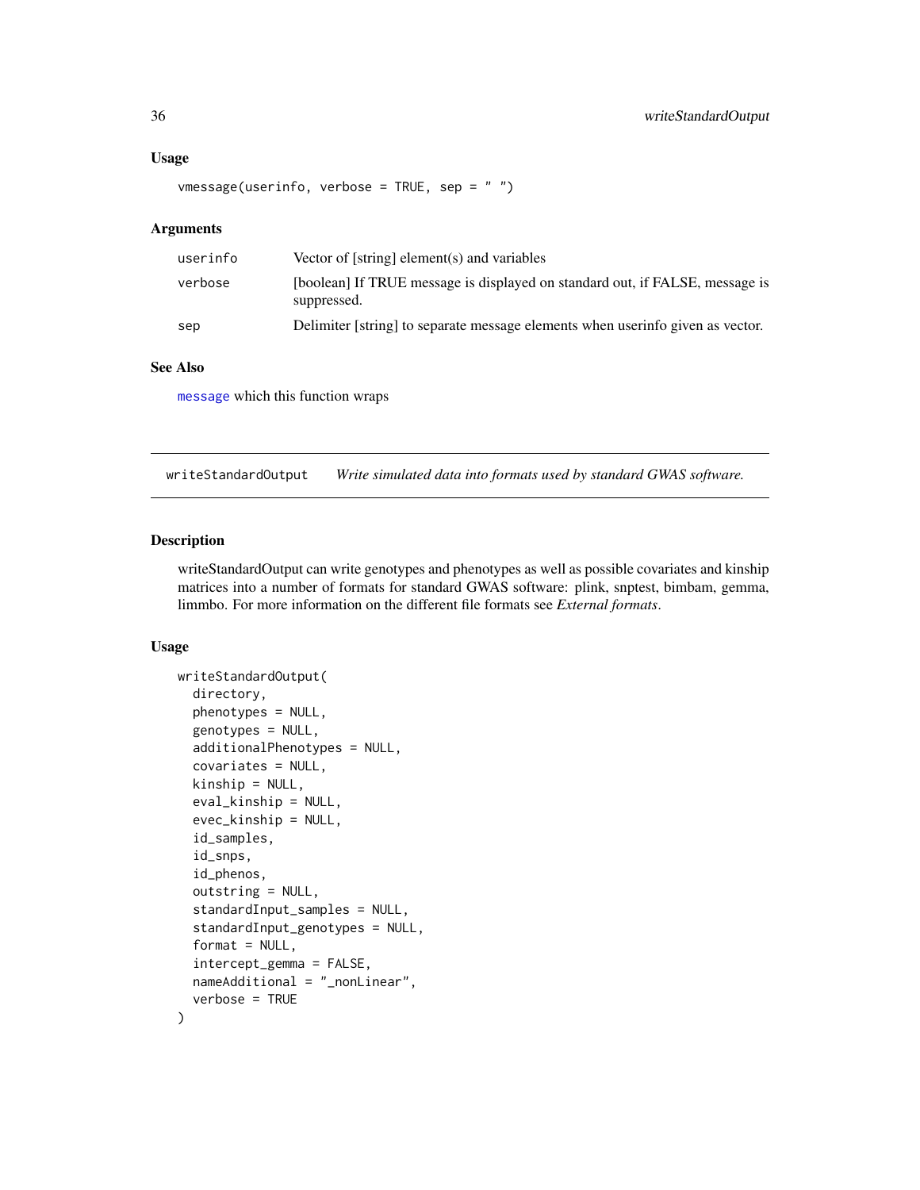## Usage

```
vmessage(userinfo, verbose = TRUE, sep = " ")
```

## Arguments

| | |
|---|---|
| userinfo | Vector of [string] element(s) and variables |
| verbose | [boolean] If TRUE message is displayed on standard out, if FALSE, message is suppressed. |
| sep | Delimiter [string] to separate message elements when userinfo given as vector. |

## See Also

message which this function wraps

---

# writeStandardOutput *Write simulated data into formats used by standard GWAS software.*

## Description

writeStandardOutput can write genotypes and phenotypes as well as possible covariates and kinship matrices into a number of formats for standard GWAS software: plink, snptest, bimbam, gemma, limmbo. For more information on the different file formats see *External formats*.

## Usage

```
writeStandardOutput(
  directory,
  phenotypes = NULL,
  genotypes = NULL,
  additionalPhenotypes = NULL,
  covariates = NULL,
  kinship = NULL,
  eval_kinship = NULL,
  evec_kinship = NULL,
  id_samples,
  id_snps,
  id_phenos,
  outstring = NULL,
  standardInput_samples = NULL,
  standardInput_genotypes = NULL,
  format = NULL,
  intercept_gemma = FALSE,
  nameAdditional = "_nonLinear",
  verbose = TRUE
)
```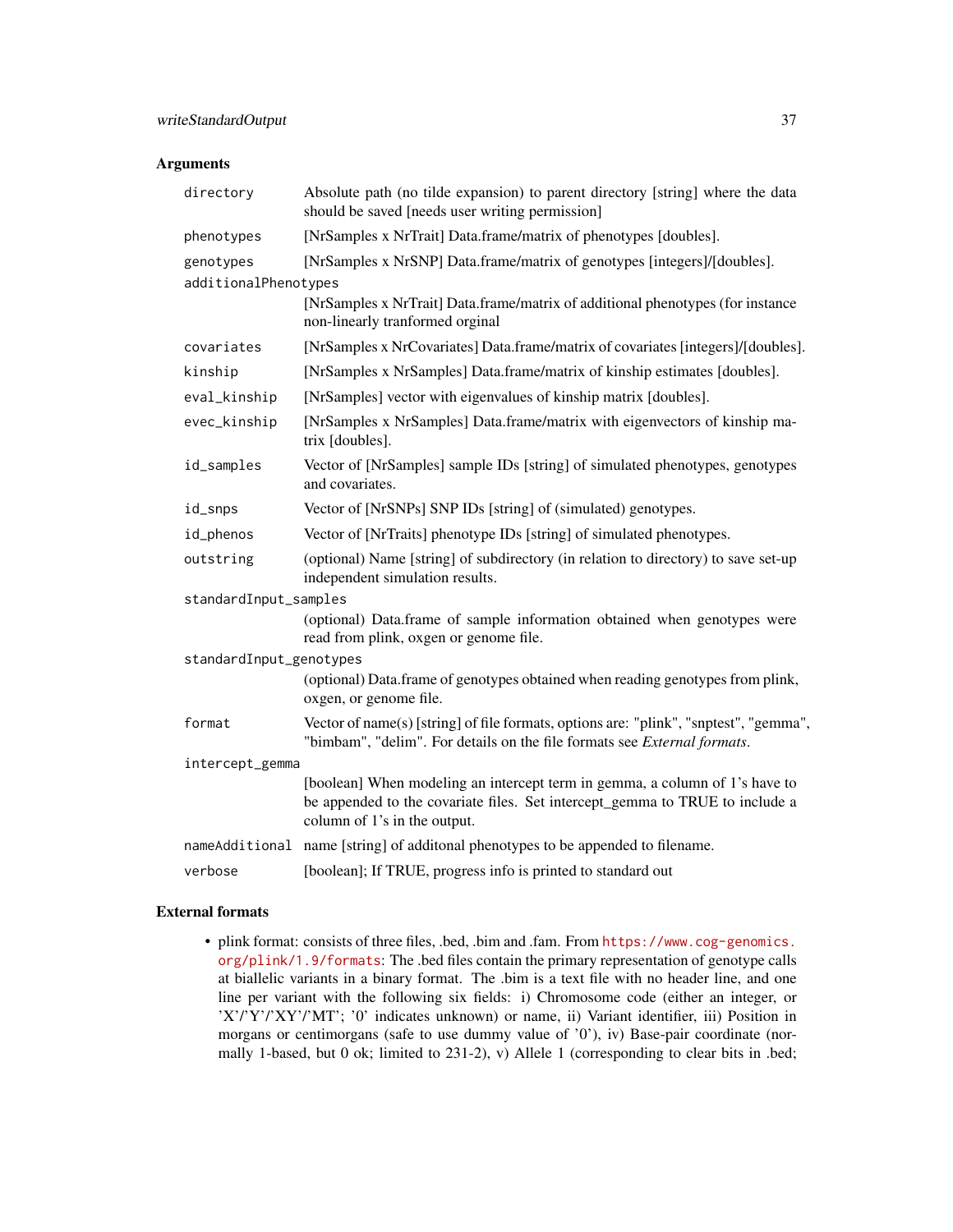## Arguments

- **directory**: Absolute path (no tilde expansion) to parent directory [string] where the data should be saved [needs user writing permission]
- **phenotypes**: [NrSamples x NrTrait] Data.frame/matrix of phenotypes [doubles].
- **genotypes**: [NrSamples x NrSNP] Data.frame/matrix of genotypes [integers]/[doubles].
- **additionalPhenotypes**: [NrSamples x NrTrait] Data.frame/matrix of additional phenotypes (for instance non-linearly tranformed orginal
- **covariates**: [NrSamples x NrCovariates] Data.frame/matrix of covariates [integers]/[doubles].
- **kinship**: [NrSamples x NrSamples] Data.frame/matrix of kinship estimates [doubles].
- **eval_kinship**: [NrSamples] vector with eigenvalues of kinship matrix [doubles].
- **evec_kinship**: [NrSamples x NrSamples] Data.frame/matrix with eigenvectors of kinship matrix [doubles].
- **id_samples**: Vector of [NrSamples] sample IDs [string] of simulated phenotypes, genotypes and covariates.
- **id_snps**: Vector of [NrSNPs] SNP IDs [string] of (simulated) genotypes.
- **id_phenos**: Vector of [NrTraits] phenotype IDs [string] of simulated phenotypes.
- **outstring**: (optional) Name [string] of subdirectory (in relation to directory) to save set-up independent simulation results.
- **standardInput_samples**: (optional) Data.frame of sample information obtained when genotypes were read from plink, oxgen or genome file.
- **standardInput_genotypes**: (optional) Data.frame of genotypes obtained when reading genotypes from plink, oxgen, or genome file.
- **format**: Vector of name(s) [string] of file formats, options are: "plink", "snptest", "gemma", "bimbam", "delim". For details on the file formats see *External formats*.
- **intercept_gemma**: [boolean] When modeling an intercept term in gemma, a column of 1's have to be appended to the covariate files. Set intercept_gemma to TRUE to include a column of 1's in the output.
- **nameAdditional**: name [string] of additonal phenotypes to be appended to filename.
- **verbose**: [boolean]; If TRUE, progress info is printed to standard out

## External formats

- plink format: consists of three files, .bed, .bim and .fam. From https://www.cog-genomics.org/plink/1.9/formats: The .bed files contain the primary representation of genotype calls at biallelic variants in a binary format. The .bim is a text file with no header line, and one line per variant with the following six fields: i) Chromosome code (either an integer, or 'X'/'Y'/'XY'/'MT'; '0' indicates unknown) or name, ii) Variant identifier, iii) Position in morgans or centimorgans (safe to use dummy value of '0'), iv) Base-pair coordinate (normally 1-based, but 0 ok; limited to 231-2), v) Allele 1 (corresponding to clear bits in .bed;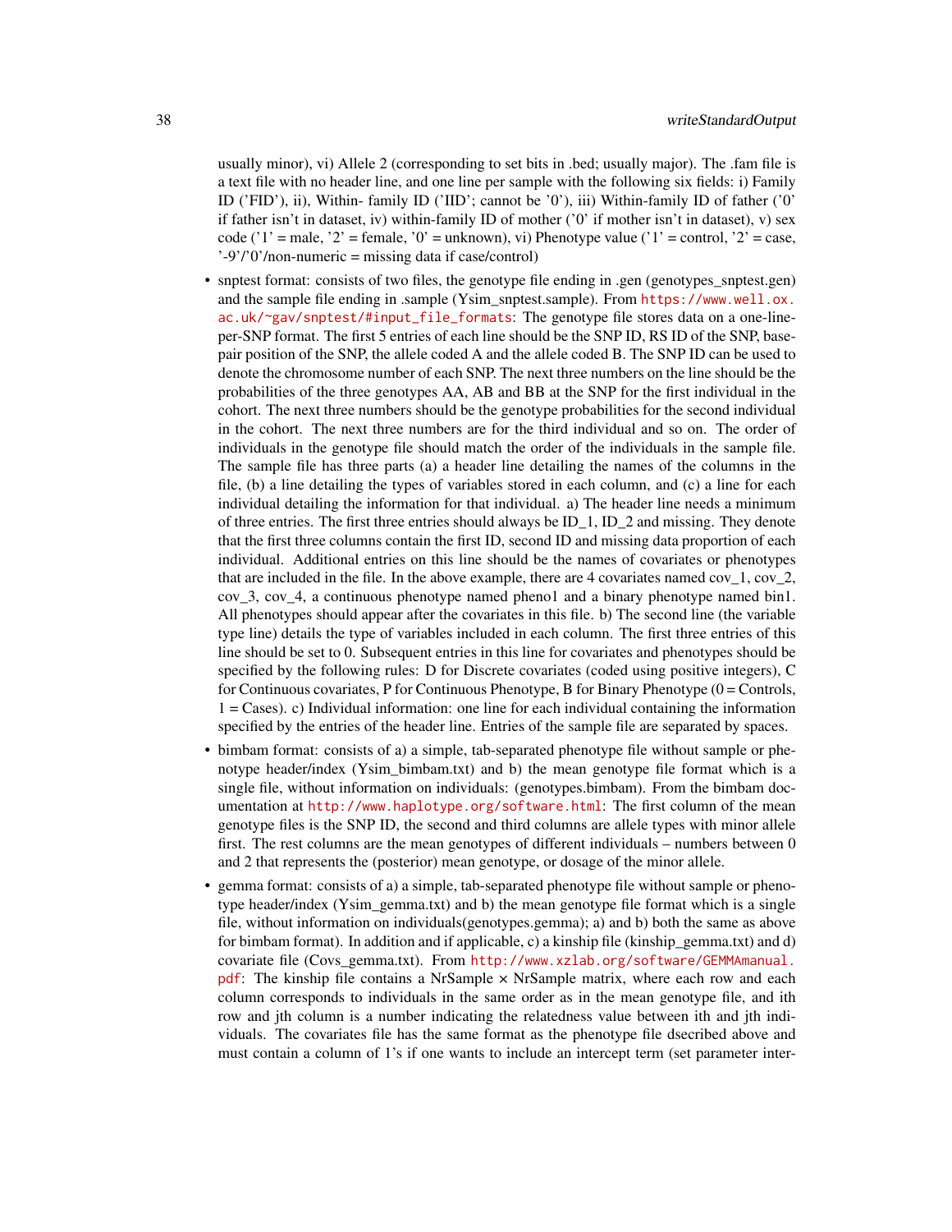usually minor), vi) Allele 2 (corresponding to set bits in .bed; usually major). The .fam file is a text file with no header line, and one line per sample with the following six fields: i) Family ID ('FID'), ii), Within- family ID ('IID'; cannot be '0'), iii) Within-family ID of father ('0' if father isn't in dataset, iv) within-family ID of mother ('0' if mother isn't in dataset), v) sex code ('1' = male, '2' = female, '0' = unknown), vi) Phenotype value ('1' = control, '2' = case, '-9'/'0'/non-numeric = missing data if case/control)

- snptest format: consists of two files, the genotype file ending in .gen (genotypes_snptest.gen) and the sample file ending in .sample (Ysim_snptest.sample). From https://www.well.ox.ac.uk/~gav/snptest/#input_file_formats: The genotype file stores data on a one-line-per-SNP format. The first 5 entries of each line should be the SNP ID, RS ID of the SNP, base-pair position of the SNP, the allele coded A and the allele coded B. The SNP ID can be used to denote the chromosome number of each SNP. The next three numbers on the line should be the probabilities of the three genotypes AA, AB and BB at the SNP for the first individual in the cohort. The next three numbers should be the genotype probabilities for the second individual in the cohort. The next three numbers are for the third individual and so on. The order of individuals in the genotype file should match the order of the individuals in the sample file. The sample file has three parts (a) a header line detailing the names of the columns in the file, (b) a line detailing the types of variables stored in each column, and (c) a line for each individual detailing the information for that individual. a) The header line needs a minimum of three entries. The first three entries should always be ID_1, ID_2 and missing. They denote that the first three columns contain the first ID, second ID and missing data proportion of each individual. Additional entries on this line should be the names of covariates or phenotypes that are included in the file. In the above example, there are 4 covariates named cov_1, cov_2, cov_3, cov_4, a continuous phenotype named pheno1 and a binary phenotype named bin1. All phenotypes should appear after the covariates in this file. b) The second line (the variable type line) details the type of variables included in each column. The first three entries of this line should be set to 0. Subsequent entries in this line for covariates and phenotypes should be specified by the following rules: D for Discrete covariates (coded using positive integers), C for Continuous covariates, P for Continuous Phenotype, B for Binary Phenotype (0 = Controls, 1 = Cases). c) Individual information: one line for each individual containing the information specified by the entries of the header line. Entries of the sample file are separated by spaces.
- bimbam format: consists of a) a simple, tab-separated phenotype file without sample or phenotype header/index (Ysim_bimbam.txt) and b) the mean genotype file format which is a single file, without information on individuals: (genotypes.bimbam). From the bimbam documentation at http://www.haplotype.org/software.html: The first column of the mean genotype files is the SNP ID, the second and third columns are allele types with minor allele first. The rest columns are the mean genotypes of different individuals – numbers between 0 and 2 that represents the (posterior) mean genotype, or dosage of the minor allele.
- gemma format: consists of a) a simple, tab-separated phenotype file without sample or phenotype header/index (Ysim_gemma.txt) and b) the mean genotype file format which is a single file, without information on individuals(genotypes.gemma); a) and b) both the same as above for bimbam format). In addition and if applicable, c) a kinship file (kinship_gemma.txt) and d) covariate file (Covs_gemma.txt). From http://www.xzlab.org/software/GEMMAmanual.pdf: The kinship file contains a NrSample × NrSample matrix, where each row and each column corresponds to individuals in the same order as in the mean genotype file, and ith row and jth column is a number indicating the relatedness value between ith and jth individuals. The covariates file has the same format as the phenotype file dscribed above and must contain a column of 1's if one wants to include an intercept term (set parameter inter-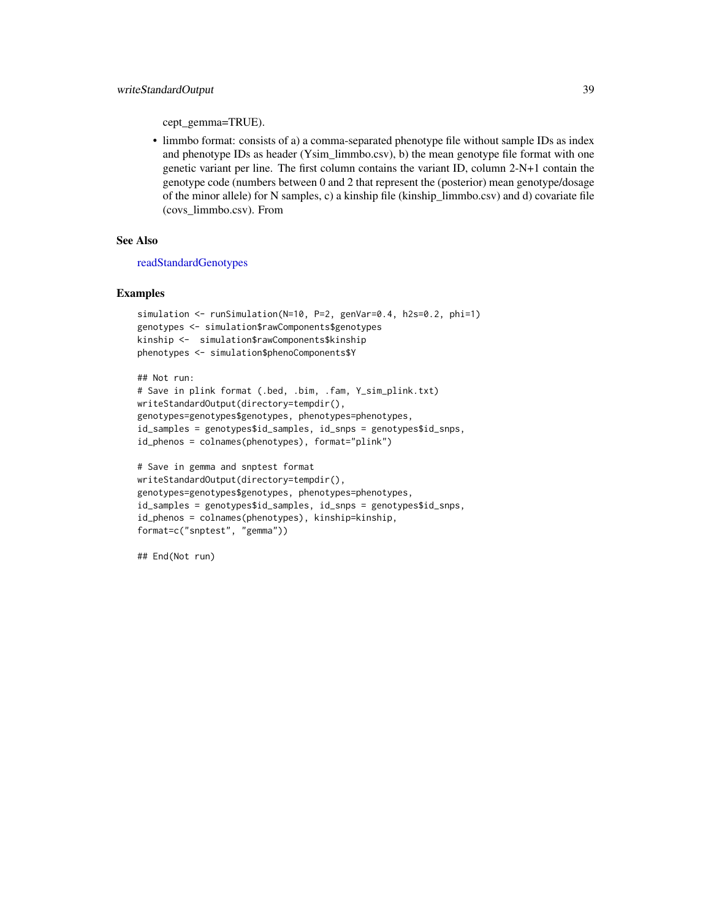cept_gemma=TRUE).

- limmbo format: consists of a) a comma-separated phenotype file without sample IDs as index and phenotype IDs as header (Ysim_limmbo.csv), b) the mean genotype file format with one genetic variant per line. The first column contains the variant ID, column 2-N+1 contain the genotype code (numbers between 0 and 2 that represent the (posterior) mean genotype/dosage of the minor allele) for N samples, c) a kinship file (kinship_limmbo.csv) and d) covariate file (covs_limmbo.csv). From

## See Also

readStandardGenotypes

## Examples

```
simulation <- runSimulation(N=10, P=2, genVar=0.4, h2s=0.2, phi=1)
genotypes <- simulation$rawComponents$genotypes
kinship <-  simulation$rawComponents$kinship
phenotypes <- simulation$phenoComponents$Y

## Not run:
# Save in plink format (.bed, .bim, .fam, Y_sim_plink.txt)
writeStandardOutput(directory=tempdir(),
genotypes=genotypes$genotypes, phenotypes=phenotypes,
id_samples = genotypes$id_samples, id_snps = genotypes$id_snps,
id_phenos = colnames(phenotypes), format="plink")

# Save in gemma and snptest format
writeStandardOutput(directory=tempdir(),
genotypes=genotypes$genotypes, phenotypes=phenotypes,
id_samples = genotypes$id_samples, id_snps = genotypes$id_snps,
id_phenos = colnames(phenotypes), kinship=kinship,
format=c("snptest", "gemma"))

## End(Not run)
```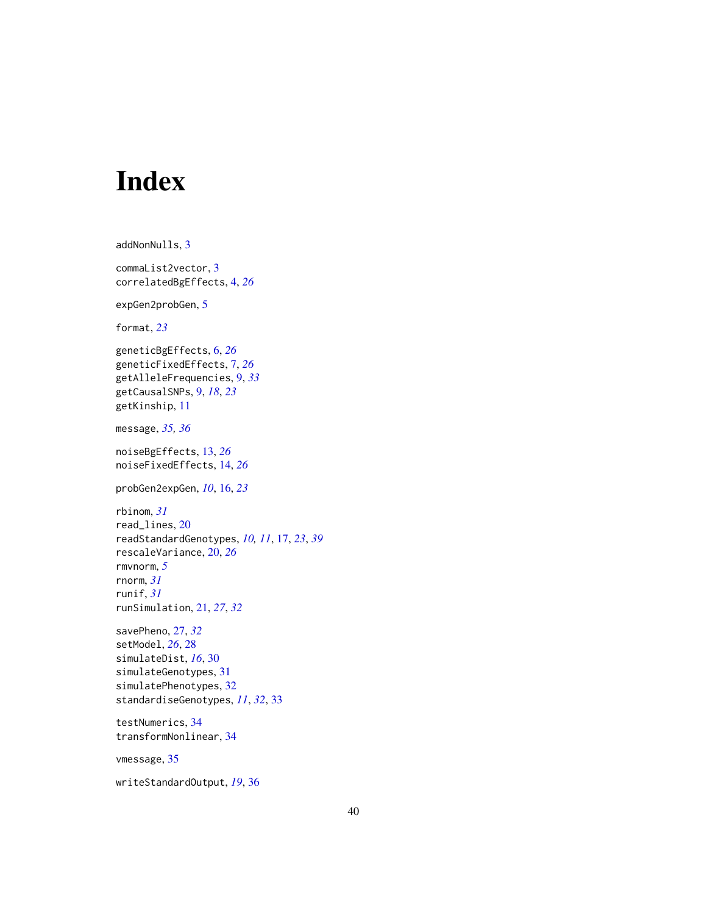# Index

addNonNulls, 3

commaList2vector, 3
correlatedBgEffects, 4, *26*

expGen2probGen, 5

format, *23*

geneticBgEffects, 6, *26*
geneticFixedEffects, 7, *26*
getAlleleFrequencies, 9, *33*
getCausalSNPs, 9, *18*, *23*
getKinship, 11

message, *35, 36*

noiseBgEffects, 13, *26*
noiseFixedEffects, 14, *26*

probGen2expGen, *10*, 16, *23*

rbinom, *31*
read_lines, 20
readStandardGenotypes, *10, 11*, 17, *23*, *39*
rescaleVariance, 20, *26*
rmvnorm, *5*
rnorm, *31*
runif, *31*
runSimulation, 21, *27*, *32*

savePheno, 27, *32*
setModel, *26*, 28
simulateDist, *16*, 30
simulateGenotypes, 31
simulatePhenotypes, 32
standardiseGenotypes, *11*, *32*, 33

testNumerics, 34
transformNonlinear, 34

vmessage, 35

writeStandardOutput, *19*, 36